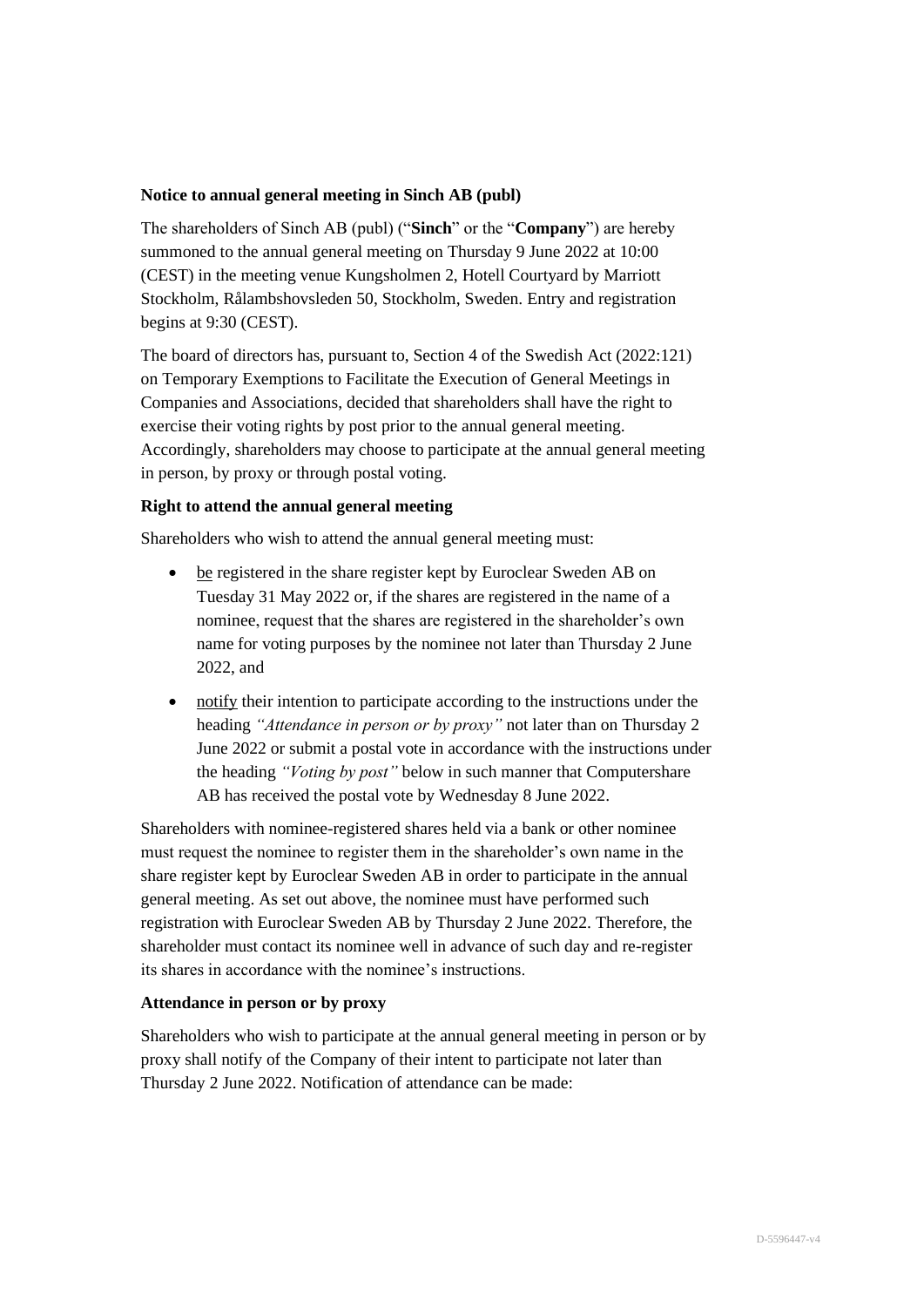**Notice to annual general meeting in Sinch AB (publ)**

The shareholders of Sinch AB (publ) ("**Sinch**" or the "**Company**") are hereby summoned to the annual general meeting on Thursday 9 June 2022 at 10:00 (CEST) in the meeting venue Kungsholmen 2, Hotell Courtyard by Marriott Stockholm, Rålambshovsleden 50, Stockholm, Sweden. Entry and registration begins at 9:30 (CEST).

The board of directors has, pursuant to, Section 4 of the Swedish Act (2022:121) on Temporary Exemptions to Facilitate the Execution of General Meetings in Companies and Associations, decided that shareholders shall have the right to exercise their voting rights by post prior to the annual general meeting. Accordingly, shareholders may choose to participate at the annual general meeting in person, by proxy or through postal voting.

**Right to attend the annual general meeting**

Shareholders who wish to attend the annual general meeting must:

- be registered in the share register kept by Euroclear Sweden AB on Tuesday 31 May 2022 or, if the shares are registered in the name of a nominee, request that the shares are registered in the shareholder's own name for voting purposes by the nominee not later than Thursday 2 June 2022, and
- notify their intention to participate according to the instructions under the heading *"Attendance in person or by proxy"* not later than on Thursday 2 June 2022 or submit a postal vote in accordance with the instructions under the heading *"Voting by post"* below in such manner that Computershare AB has received the postal vote by Wednesday 8 June 2022.

Shareholders with nominee-registered shares held via a bank or other nominee must request the nominee to register them in the shareholder's own name in the share register kept by Euroclear Sweden AB in order to participate in the annual general meeting. As set out above, the nominee must have performed such registration with Euroclear Sweden AB by Thursday 2 June 2022. Therefore, the shareholder must contact its nominee well in advance of such day and re-register its shares in accordance with the nominee's instructions.

**Attendance in person or by proxy**

Shareholders who wish to participate at the annual general meeting in person or by proxy shall notify of the Company of their intent to participate not later than Thursday 2 June 2022. Notification of attendance can be made: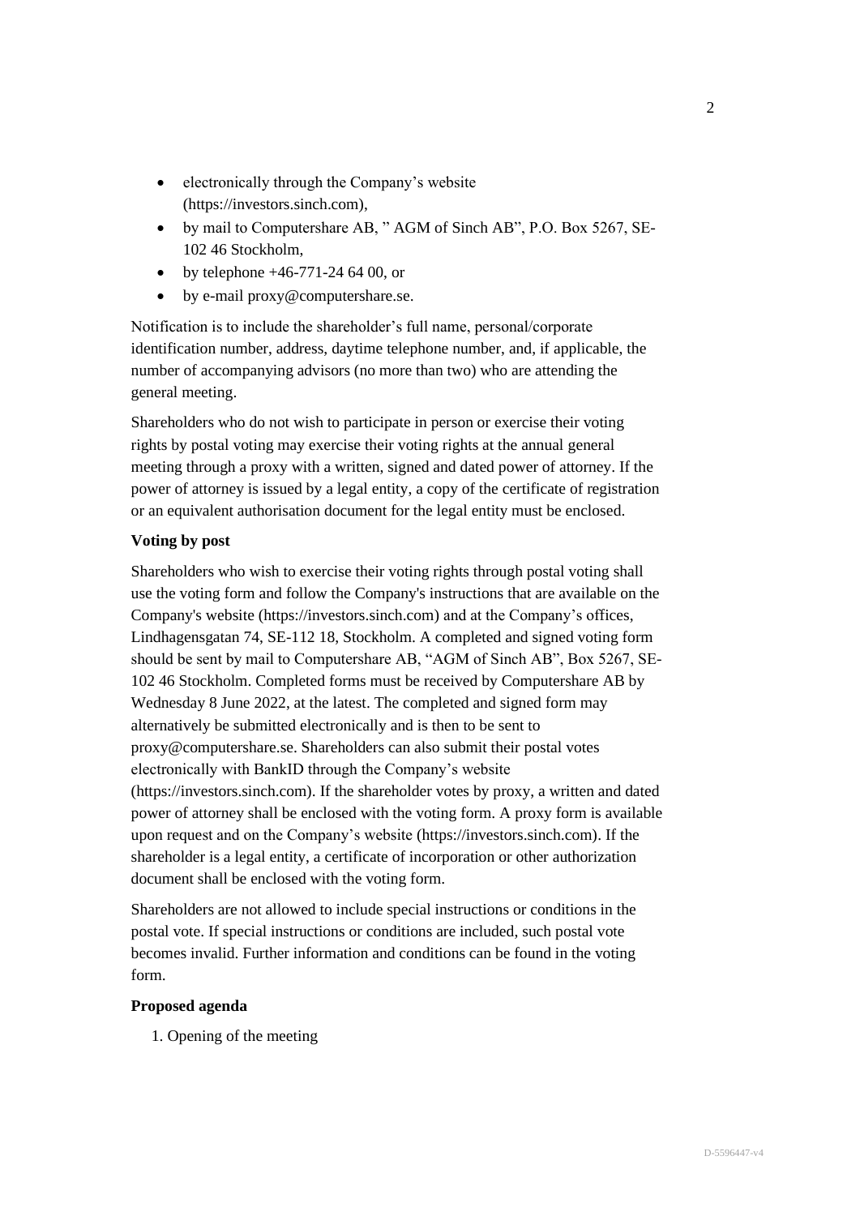- electronically through the Company's website (https://investors.sinch.com),
- by mail to Computershare AB, " AGM of Sinch AB", P.O. Box 5267, SE-102 46 Stockholm,
- by telephone +46-771-24 64 00, or
- by e-mail proxy@computershare.se.

Notification is to include the shareholder's full name, personal/corporate identification number, address, daytime telephone number, and, if applicable, the number of accompanying advisors (no more than two) who are attending the general meeting.

Shareholders who do not wish to participate in person or exercise their voting rights by postal voting may exercise their voting rights at the annual general meeting through a proxy with a written, signed and dated power of attorney. If the power of attorney is issued by a legal entity, a copy of the certificate of registration or an equivalent authorisation document for the legal entity must be enclosed.

**Voting by post**

Shareholders who wish to exercise their voting rights through postal voting shall use the voting form and follow the Company's instructions that are available on the Company's website (https://investors.sinch.com) and at the Company's offices, Lindhagensgatan 74, SE-112 18, Stockholm. A completed and signed voting form should be sent by mail to Computershare AB, "AGM of Sinch AB", Box 5267, SE-102 46 Stockholm. Completed forms must be received by Computershare AB by Wednesday 8 June 2022, at the latest. The completed and signed form may alternatively be submitted electronically and is then to be sent to proxy@computershare.se. Shareholders can also submit their postal votes electronically with BankID through the Company's website (https://investors.sinch.com). If the shareholder votes by proxy, a written and dated power of attorney shall be enclosed with the voting form. A proxy form is available upon request and on the Company's website (https://investors.sinch.com). If the shareholder is a legal entity, a certificate of incorporation or other authorization document shall be enclosed with the voting form.

Shareholders are not allowed to include special instructions or conditions in the postal vote. If special instructions or conditions are included, such postal vote becomes invalid. Further information and conditions can be found in the voting form.

**Proposed agenda**

1. Opening of the meeting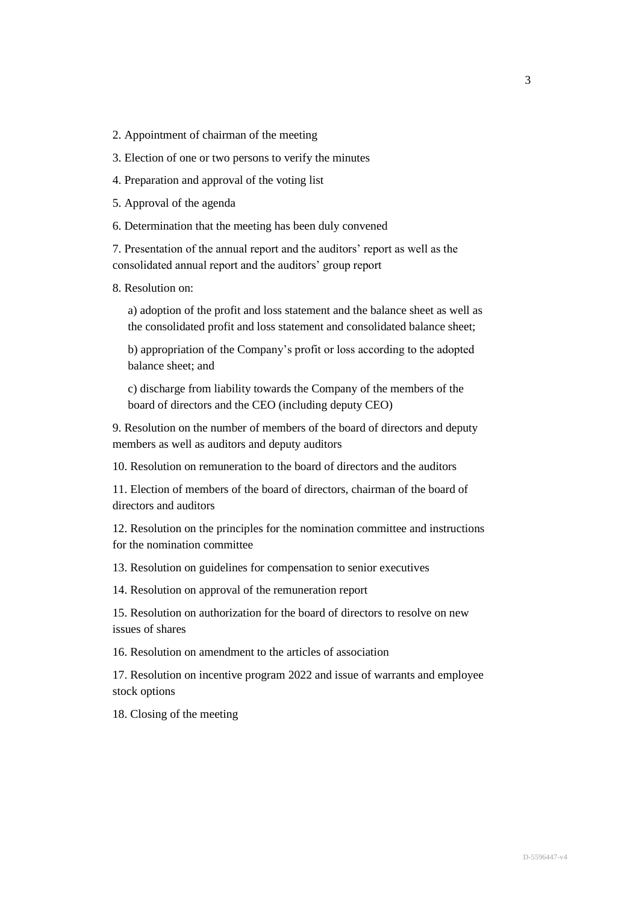2. Appointment of chairman of the meeting

3. Election of one or two persons to verify the minutes

4. Preparation and approval of the voting list

5. Approval of the agenda

6. Determination that the meeting has been duly convened

7. Presentation of the annual report and the auditors' report as well as the consolidated annual report and the auditors' group report

8. Resolution on:

   a) adoption of the profit and loss statement and the balance sheet as well as the consolidated profit and loss statement and consolidated balance sheet;

   b) appropriation of the Company's profit or loss according to the adopted balance sheet; and

   c) discharge from liability towards the Company of the members of the board of directors and the CEO (including deputy CEO)

9. Resolution on the number of members of the board of directors and deputy members as well as auditors and deputy auditors

10. Resolution on remuneration to the board of directors and the auditors

11. Election of members of the board of directors, chairman of the board of directors and auditors

12. Resolution on the principles for the nomination committee and instructions for the nomination committee

13. Resolution on guidelines for compensation to senior executives

14. Resolution on approval of the remuneration report

15. Resolution on authorization for the board of directors to resolve on new issues of shares

16. Resolution on amendment to the articles of association

17. Resolution on incentive program 2022 and issue of warrants and employee stock options

18. Closing of the meeting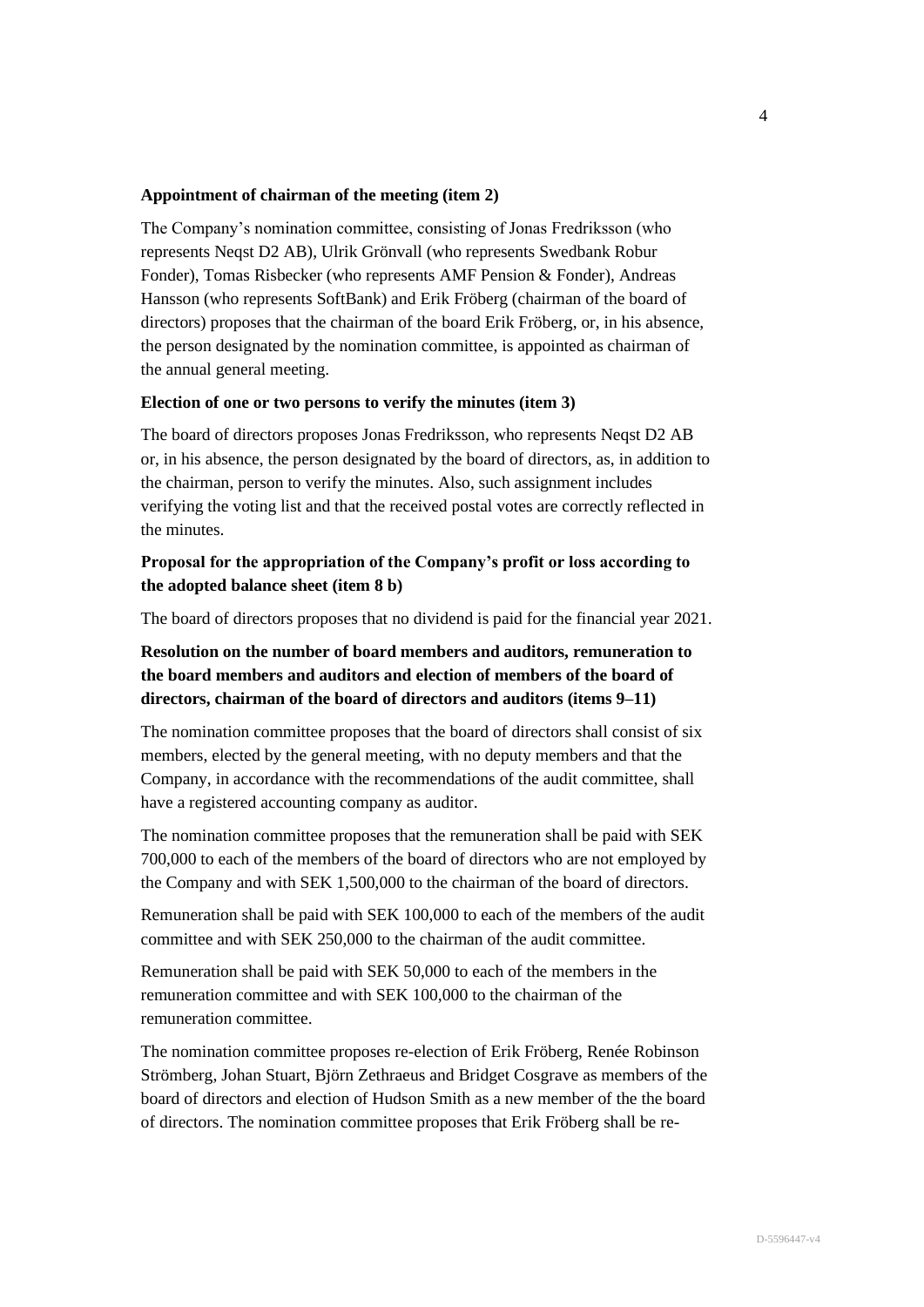**Appointment of chairman of the meeting (item 2)**

The Company's nomination committee, consisting of Jonas Fredriksson (who represents Neqst D2 AB), Ulrik Grönvall (who represents Swedbank Robur Fonder), Tomas Risbecker (who represents AMF Pension & Fonder), Andreas Hansson (who represents SoftBank) and Erik Fröberg (chairman of the board of directors) proposes that the chairman of the board Erik Fröberg, or, in his absence, the person designated by the nomination committee, is appointed as chairman of the annual general meeting.

**Election of one or two persons to verify the minutes (item 3)**

The board of directors proposes Jonas Fredriksson, who represents Neqst D2 AB or, in his absence, the person designated by the board of directors, as, in addition to the chairman, person to verify the minutes. Also, such assignment includes verifying the voting list and that the received postal votes are correctly reflected in the minutes.

**Proposal for the appropriation of the Company's profit or loss according to the adopted balance sheet (item 8 b)**

The board of directors proposes that no dividend is paid for the financial year 2021.

**Resolution on the number of board members and auditors, remuneration to the board members and auditors and election of members of the board of directors, chairman of the board of directors and auditors (items 9–11)**

The nomination committee proposes that the board of directors shall consist of six members, elected by the general meeting, with no deputy members and that the Company, in accordance with the recommendations of the audit committee, shall have a registered accounting company as auditor.

The nomination committee proposes that the remuneration shall be paid with SEK 700,000 to each of the members of the board of directors who are not employed by the Company and with SEK 1,500,000 to the chairman of the board of directors.

Remuneration shall be paid with SEK 100,000 to each of the members of the audit committee and with SEK 250,000 to the chairman of the audit committee.

Remuneration shall be paid with SEK 50,000 to each of the members in the remuneration committee and with SEK 100,000 to the chairman of the remuneration committee.

The nomination committee proposes re-election of Erik Fröberg, Renée Robinson Strömberg, Johan Stuart, Björn Zethraeus and Bridget Cosgrave as members of the board of directors and election of Hudson Smith as a new member of the the board of directors. The nomination committee proposes that Erik Fröberg shall be re-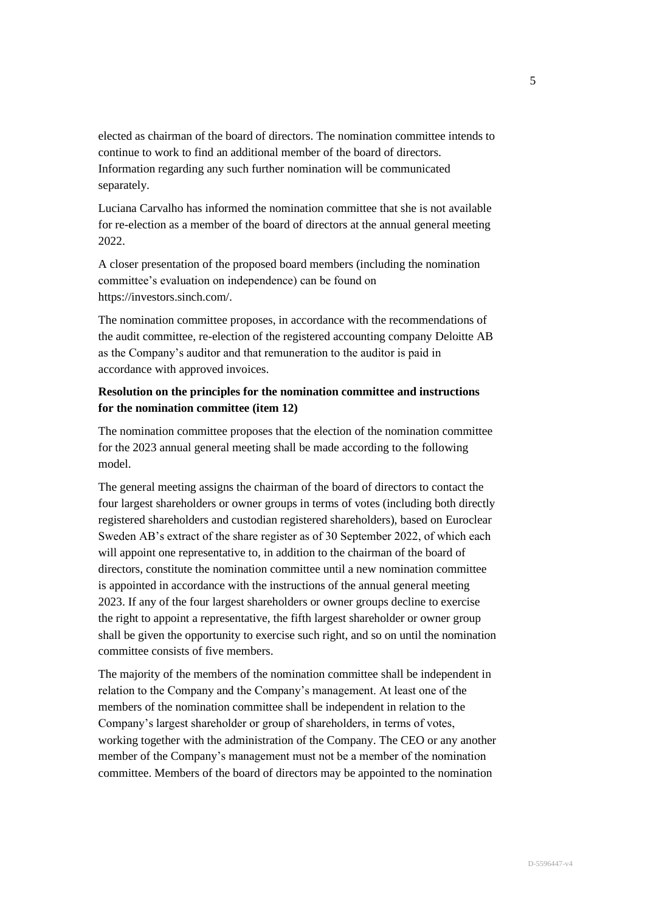elected as chairman of the board of directors. The nomination committee intends to continue to work to find an additional member of the board of directors. Information regarding any such further nomination will be communicated separately.

Luciana Carvalho has informed the nomination committee that she is not available for re-election as a member of the board of directors at the annual general meeting 2022.

A closer presentation of the proposed board members (including the nomination committee's evaluation on independence) can be found on https://investors.sinch.com/.

The nomination committee proposes, in accordance with the recommendations of the audit committee, re-election of the registered accounting company Deloitte AB as the Company's auditor and that remuneration to the auditor is paid in accordance with approved invoices.

**Resolution on the principles for the nomination committee and instructions for the nomination committee (item 12)**

The nomination committee proposes that the election of the nomination committee for the 2023 annual general meeting shall be made according to the following model.

The general meeting assigns the chairman of the board of directors to contact the four largest shareholders or owner groups in terms of votes (including both directly registered shareholders and custodian registered shareholders), based on Euroclear Sweden AB's extract of the share register as of 30 September 2022, of which each will appoint one representative to, in addition to the chairman of the board of directors, constitute the nomination committee until a new nomination committee is appointed in accordance with the instructions of the annual general meeting 2023. If any of the four largest shareholders or owner groups decline to exercise the right to appoint a representative, the fifth largest shareholder or owner group shall be given the opportunity to exercise such right, and so on until the nomination committee consists of five members.

The majority of the members of the nomination committee shall be independent in relation to the Company and the Company's management. At least one of the members of the nomination committee shall be independent in relation to the Company's largest shareholder or group of shareholders, in terms of votes, working together with the administration of the Company. The CEO or any another member of the Company's management must not be a member of the nomination committee. Members of the board of directors may be appointed to the nomination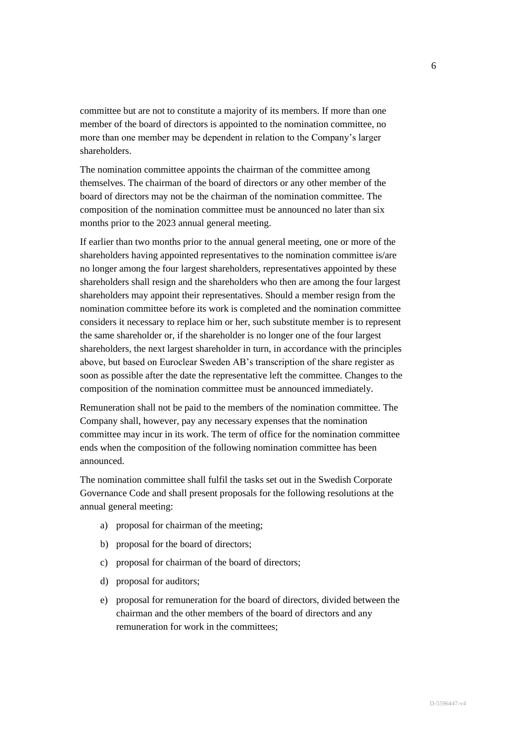committee but are not to constitute a majority of its members. If more than one member of the board of directors is appointed to the nomination committee, no more than one member may be dependent in relation to the Company's larger shareholders.

The nomination committee appoints the chairman of the committee among themselves. The chairman of the board of directors or any other member of the board of directors may not be the chairman of the nomination committee. The composition of the nomination committee must be announced no later than six months prior to the 2023 annual general meeting.

If earlier than two months prior to the annual general meeting, one or more of the shareholders having appointed representatives to the nomination committee is/are no longer among the four largest shareholders, representatives appointed by these shareholders shall resign and the shareholders who then are among the four largest shareholders may appoint their representatives. Should a member resign from the nomination committee before its work is completed and the nomination committee considers it necessary to replace him or her, such substitute member is to represent the same shareholder or, if the shareholder is no longer one of the four largest shareholders, the next largest shareholder in turn, in accordance with the principles above, but based on Euroclear Sweden AB's transcription of the share register as soon as possible after the date the representative left the committee. Changes to the composition of the nomination committee must be announced immediately.

Remuneration shall not be paid to the members of the nomination committee. The Company shall, however, pay any necessary expenses that the nomination committee may incur in its work. The term of office for the nomination committee ends when the composition of the following nomination committee has been announced.

The nomination committee shall fulfil the tasks set out in the Swedish Corporate Governance Code and shall present proposals for the following resolutions at the annual general meeting:

a) proposal for chairman of the meeting;

b) proposal for the board of directors;

c) proposal for chairman of the board of directors;

d) proposal for auditors;

e) proposal for remuneration for the board of directors, divided between the chairman and the other members of the board of directors and any remuneration for work in the committees;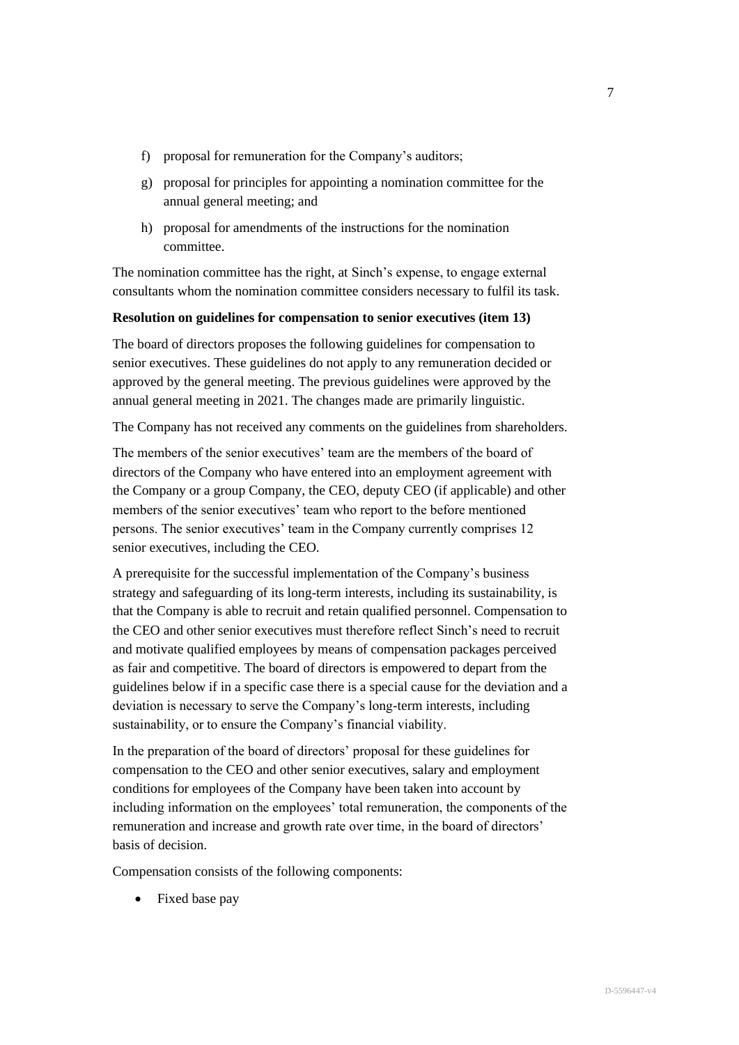f) proposal for remuneration for the Company's auditors;

g) proposal for principles for appointing a nomination committee for the annual general meeting; and

h) proposal for amendments of the instructions for the nomination committee.

The nomination committee has the right, at Sinch's expense, to engage external consultants whom the nomination committee considers necessary to fulfil its task.

**Resolution on guidelines for compensation to senior executives (item 13)**

The board of directors proposes the following guidelines for compensation to senior executives. These guidelines do not apply to any remuneration decided or approved by the general meeting. The previous guidelines were approved by the annual general meeting in 2021. The changes made are primarily linguistic.

The Company has not received any comments on the guidelines from shareholders.

The members of the senior executives' team are the members of the board of directors of the Company who have entered into an employment agreement with the Company or a group Company, the CEO, deputy CEO (if applicable) and other members of the senior executives' team who report to the before mentioned persons. The senior executives' team in the Company currently comprises 12 senior executives, including the CEO.

A prerequisite for the successful implementation of the Company's business strategy and safeguarding of its long-term interests, including its sustainability, is that the Company is able to recruit and retain qualified personnel. Compensation to the CEO and other senior executives must therefore reflect Sinch's need to recruit and motivate qualified employees by means of compensation packages perceived as fair and competitive. The board of directors is empowered to depart from the guidelines below if in a specific case there is a special cause for the deviation and a deviation is necessary to serve the Company's long-term interests, including sustainability, or to ensure the Company's financial viability.

In the preparation of the board of directors' proposal for these guidelines for compensation to the CEO and other senior executives, salary and employment conditions for employees of the Company have been taken into account by including information on the employees' total remuneration, the components of the remuneration and increase and growth rate over time, in the board of directors' basis of decision.

Compensation consists of the following components:

- Fixed base pay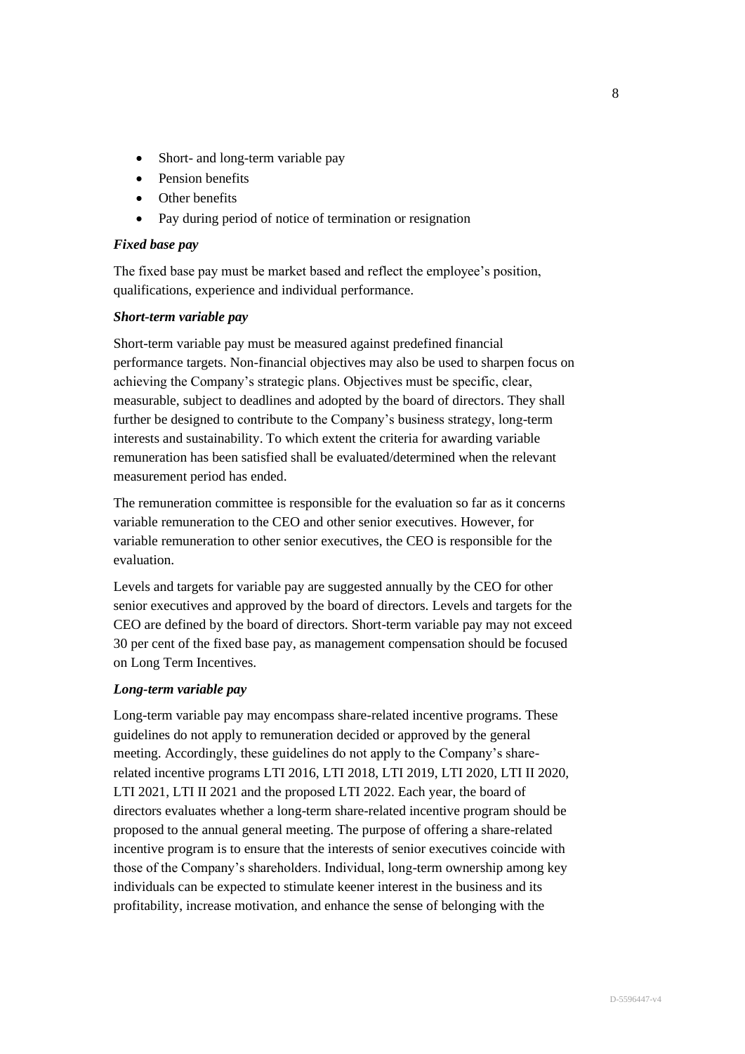- Short- and long-term variable pay
- Pension benefits
- Other benefits
- Pay during period of notice of termination or resignation

***Fixed base pay***

The fixed base pay must be market based and reflect the employee's position, qualifications, experience and individual performance.

***Short-term variable pay***

Short-term variable pay must be measured against predefined financial performance targets. Non-financial objectives may also be used to sharpen focus on achieving the Company's strategic plans. Objectives must be specific, clear, measurable, subject to deadlines and adopted by the board of directors. They shall further be designed to contribute to the Company's business strategy, long-term interests and sustainability. To which extent the criteria for awarding variable remuneration has been satisfied shall be evaluated/determined when the relevant measurement period has ended.

The remuneration committee is responsible for the evaluation so far as it concerns variable remuneration to the CEO and other senior executives. However, for variable remuneration to other senior executives, the CEO is responsible for the evaluation.

Levels and targets for variable pay are suggested annually by the CEO for other senior executives and approved by the board of directors. Levels and targets for the CEO are defined by the board of directors. Short-term variable pay may not exceed 30 per cent of the fixed base pay, as management compensation should be focused on Long Term Incentives.

***Long-term variable pay***

Long-term variable pay may encompass share-related incentive programs. These guidelines do not apply to remuneration decided or approved by the general meeting. Accordingly, these guidelines do not apply to the Company's share-related incentive programs LTI 2016, LTI 2018, LTI 2019, LTI 2020, LTI II 2020, LTI 2021, LTI II 2021 and the proposed LTI 2022. Each year, the board of directors evaluates whether a long-term share-related incentive program should be proposed to the annual general meeting. The purpose of offering a share-related incentive program is to ensure that the interests of senior executives coincide with those of the Company's shareholders. Individual, long-term ownership among key individuals can be expected to stimulate keener interest in the business and its profitability, increase motivation, and enhance the sense of belonging with the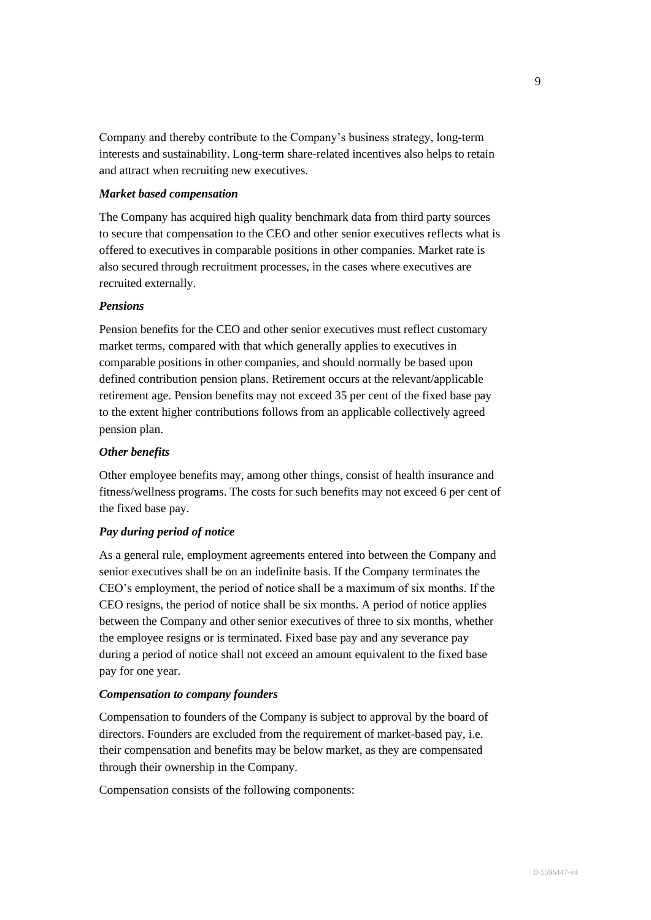Company and thereby contribute to the Company's business strategy, long-term interests and sustainability. Long-term share-related incentives also helps to retain and attract when recruiting new executives.

***Market based compensation***

The Company has acquired high quality benchmark data from third party sources to secure that compensation to the CEO and other senior executives reflects what is offered to executives in comparable positions in other companies. Market rate is also secured through recruitment processes, in the cases where executives are recruited externally.

***Pensions***

Pension benefits for the CEO and other senior executives must reflect customary market terms, compared with that which generally applies to executives in comparable positions in other companies, and should normally be based upon defined contribution pension plans. Retirement occurs at the relevant/applicable retirement age. Pension benefits may not exceed 35 per cent of the fixed base pay to the extent higher contributions follows from an applicable collectively agreed pension plan.

***Other benefits***

Other employee benefits may, among other things, consist of health insurance and fitness/wellness programs. The costs for such benefits may not exceed 6 per cent of the fixed base pay.

***Pay during period of notice***

As a general rule, employment agreements entered into between the Company and senior executives shall be on an indefinite basis. If the Company terminates the CEO's employment, the period of notice shall be a maximum of six months. If the CEO resigns, the period of notice shall be six months. A period of notice applies between the Company and other senior executives of three to six months, whether the employee resigns or is terminated. Fixed base pay and any severance pay during a period of notice shall not exceed an amount equivalent to the fixed base pay for one year.

***Compensation to company founders***

Compensation to founders of the Company is subject to approval by the board of directors. Founders are excluded from the requirement of market-based pay, i.e. their compensation and benefits may be below market, as they are compensated through their ownership in the Company.

Compensation consists of the following components: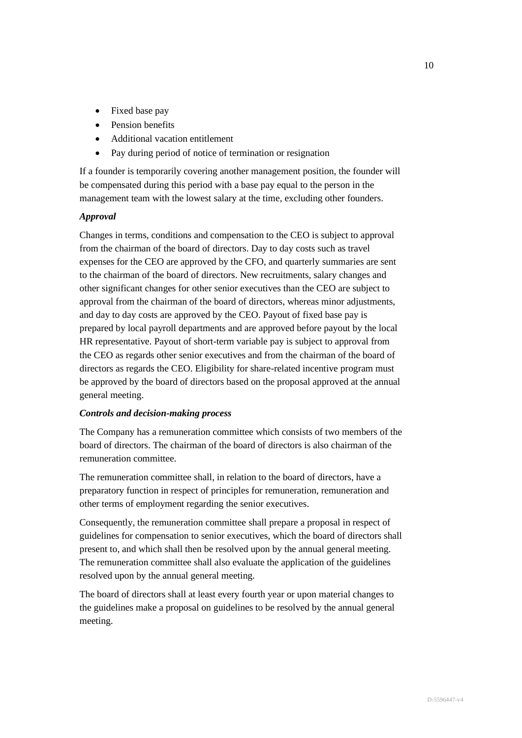- Fixed base pay
- Pension benefits
- Additional vacation entitlement
- Pay during period of notice of termination or resignation

If a founder is temporarily covering another management position, the founder will be compensated during this period with a base pay equal to the person in the management team with the lowest salary at the time, excluding other founders.

***Approval***

Changes in terms, conditions and compensation to the CEO is subject to approval from the chairman of the board of directors. Day to day costs such as travel expenses for the CEO are approved by the CFO, and quarterly summaries are sent to the chairman of the board of directors. New recruitments, salary changes and other significant changes for other senior executives than the CEO are subject to approval from the chairman of the board of directors, whereas minor adjustments, and day to day costs are approved by the CEO. Payout of fixed base pay is prepared by local payroll departments and are approved before payout by the local HR representative. Payout of short-term variable pay is subject to approval from the CEO as regards other senior executives and from the chairman of the board of directors as regards the CEO. Eligibility for share-related incentive program must be approved by the board of directors based on the proposal approved at the annual general meeting.

***Controls and decision-making process***

The Company has a remuneration committee which consists of two members of the board of directors. The chairman of the board of directors is also chairman of the remuneration committee.

The remuneration committee shall, in relation to the board of directors, have a preparatory function in respect of principles for remuneration, remuneration and other terms of employment regarding the senior executives.

Consequently, the remuneration committee shall prepare a proposal in respect of guidelines for compensation to senior executives, which the board of directors shall present to, and which shall then be resolved upon by the annual general meeting. The remuneration committee shall also evaluate the application of the guidelines resolved upon by the annual general meeting.

The board of directors shall at least every fourth year or upon material changes to the guidelines make a proposal on guidelines to be resolved by the annual general meeting.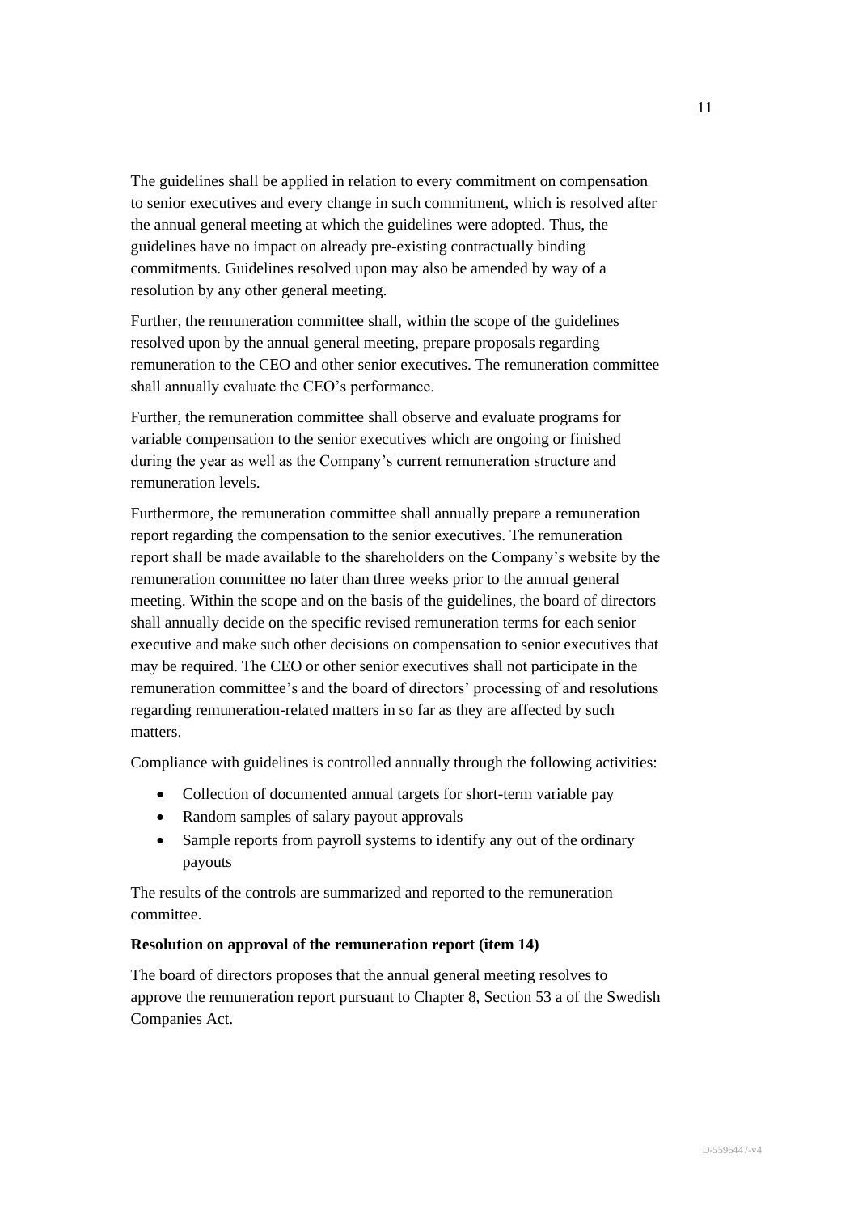The guidelines shall be applied in relation to every commitment on compensation to senior executives and every change in such commitment, which is resolved after the annual general meeting at which the guidelines were adopted. Thus, the guidelines have no impact on already pre-existing contractually binding commitments. Guidelines resolved upon may also be amended by way of a resolution by any other general meeting.

Further, the remuneration committee shall, within the scope of the guidelines resolved upon by the annual general meeting, prepare proposals regarding remuneration to the CEO and other senior executives. The remuneration committee shall annually evaluate the CEO's performance.

Further, the remuneration committee shall observe and evaluate programs for variable compensation to the senior executives which are ongoing or finished during the year as well as the Company's current remuneration structure and remuneration levels.

Furthermore, the remuneration committee shall annually prepare a remuneration report regarding the compensation to the senior executives. The remuneration report shall be made available to the shareholders on the Company's website by the remuneration committee no later than three weeks prior to the annual general meeting. Within the scope and on the basis of the guidelines, the board of directors shall annually decide on the specific revised remuneration terms for each senior executive and make such other decisions on compensation to senior executives that may be required. The CEO or other senior executives shall not participate in the remuneration committee's and the board of directors' processing of and resolutions regarding remuneration-related matters in so far as they are affected by such matters.

Compliance with guidelines is controlled annually through the following activities:

- Collection of documented annual targets for short-term variable pay
- Random samples of salary payout approvals
- Sample reports from payroll systems to identify any out of the ordinary payouts

The results of the controls are summarized and reported to the remuneration committee.

**Resolution on approval of the remuneration report (item 14)**

The board of directors proposes that the annual general meeting resolves to approve the remuneration report pursuant to Chapter 8, Section 53 a of the Swedish Companies Act.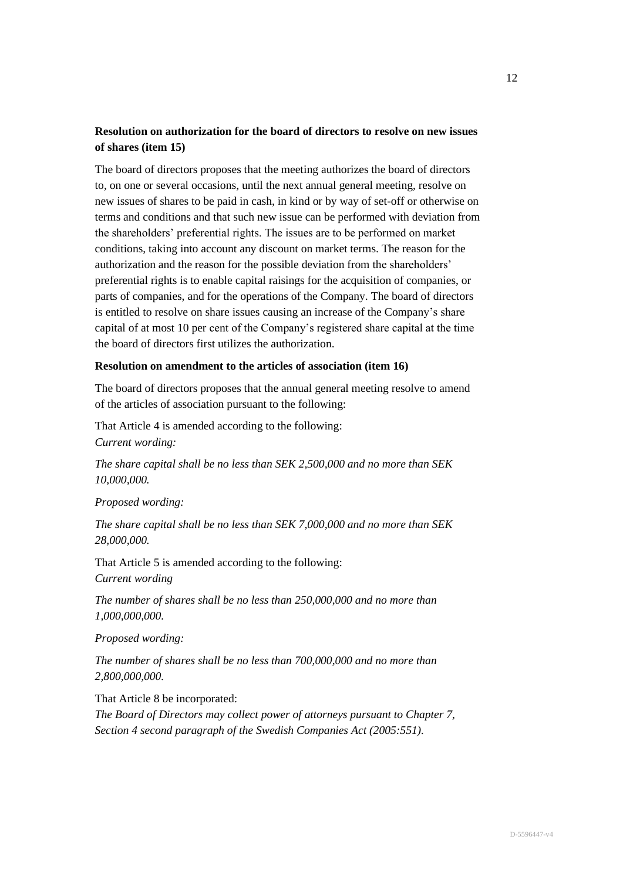**Resolution on authorization for the board of directors to resolve on new issues of shares (item 15)**

The board of directors proposes that the meeting authorizes the board of directors to, on one or several occasions, until the next annual general meeting, resolve on new issues of shares to be paid in cash, in kind or by way of set-off or otherwise on terms and conditions and that such new issue can be performed with deviation from the shareholders' preferential rights. The issues are to be performed on market conditions, taking into account any discount on market terms. The reason for the authorization and the reason for the possible deviation from the shareholders' preferential rights is to enable capital raisings for the acquisition of companies, or parts of companies, and for the operations of the Company. The board of directors is entitled to resolve on share issues causing an increase of the Company's share capital of at most 10 per cent of the Company's registered share capital at the time the board of directors first utilizes the authorization.

**Resolution on amendment to the articles of association (item 16)**

The board of directors proposes that the annual general meeting resolve to amend of the articles of association pursuant to the following:

That Article 4 is amended according to the following:
*Current wording:*

*The share capital shall be no less than SEK 2,500,000 and no more than SEK 10,000,000.*

*Proposed wording:*

*The share capital shall be no less than SEK 7,000,000 and no more than SEK 28,000,000.*

That Article 5 is amended according to the following:
*Current wording*

*The number of shares shall be no less than 250,000,000 and no more than 1,000,000,000.*

*Proposed wording:*

*The number of shares shall be no less than 700,000,000 and no more than 2,800,000,000.*

That Article 8 be incorporated:
*The Board of Directors may collect power of attorneys pursuant to Chapter 7, Section 4 second paragraph of the Swedish Companies Act (2005:551).*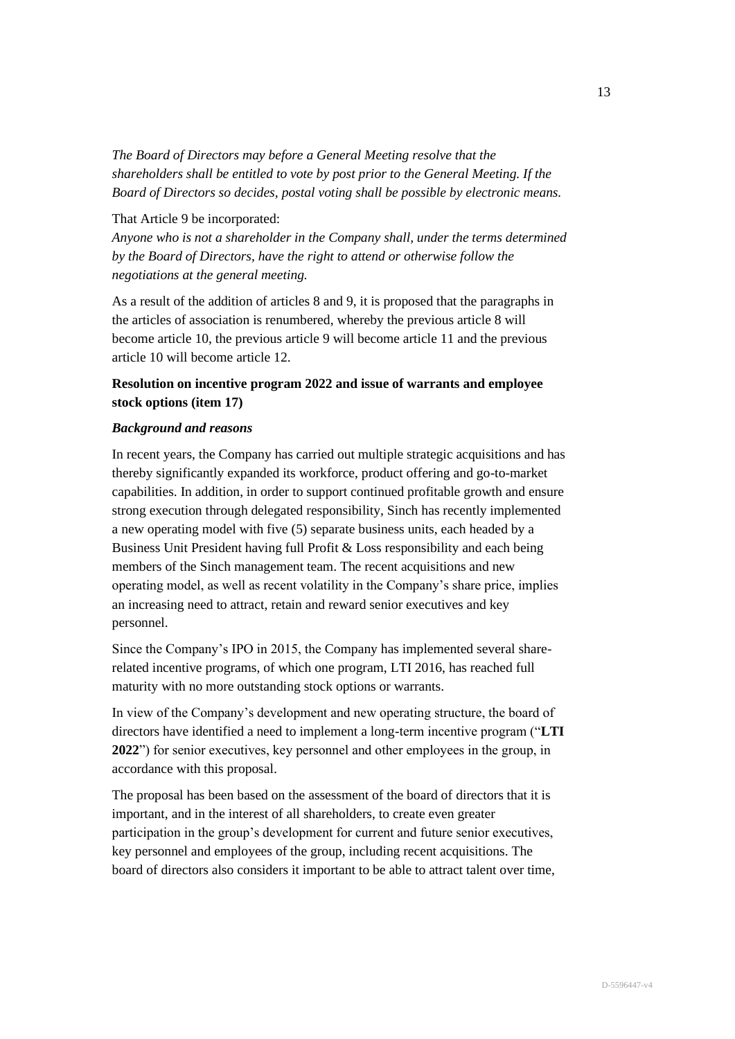*The Board of Directors may before a General Meeting resolve that the shareholders shall be entitled to vote by post prior to the General Meeting. If the Board of Directors so decides, postal voting shall be possible by electronic means.*

That Article 9 be incorporated:

*Anyone who is not a shareholder in the Company shall, under the terms determined by the Board of Directors, have the right to attend or otherwise follow the negotiations at the general meeting.*

As a result of the addition of articles 8 and 9, it is proposed that the paragraphs in the articles of association is renumbered, whereby the previous article 8 will become article 10, the previous article 9 will become article 11 and the previous article 10 will become article 12.

**Resolution on incentive program 2022 and issue of warrants and employee stock options (item 17)**

***Background and reasons***

In recent years, the Company has carried out multiple strategic acquisitions and has thereby significantly expanded its workforce, product offering and go-to-market capabilities. In addition, in order to support continued profitable growth and ensure strong execution through delegated responsibility, Sinch has recently implemented a new operating model with five (5) separate business units, each headed by a Business Unit President having full Profit & Loss responsibility and each being members of the Sinch management team. The recent acquisitions and new operating model, as well as recent volatility in the Company's share price, implies an increasing need to attract, retain and reward senior executives and key personnel.

Since the Company's IPO in 2015, the Company has implemented several share-related incentive programs, of which one program, LTI 2016, has reached full maturity with no more outstanding stock options or warrants.

In view of the Company's development and new operating structure, the board of directors have identified a need to implement a long-term incentive program ("**LTI 2022**") for senior executives, key personnel and other employees in the group, in accordance with this proposal.

The proposal has been based on the assessment of the board of directors that it is important, and in the interest of all shareholders, to create even greater participation in the group's development for current and future senior executives, key personnel and employees of the group, including recent acquisitions. The board of directors also considers it important to be able to attract talent over time,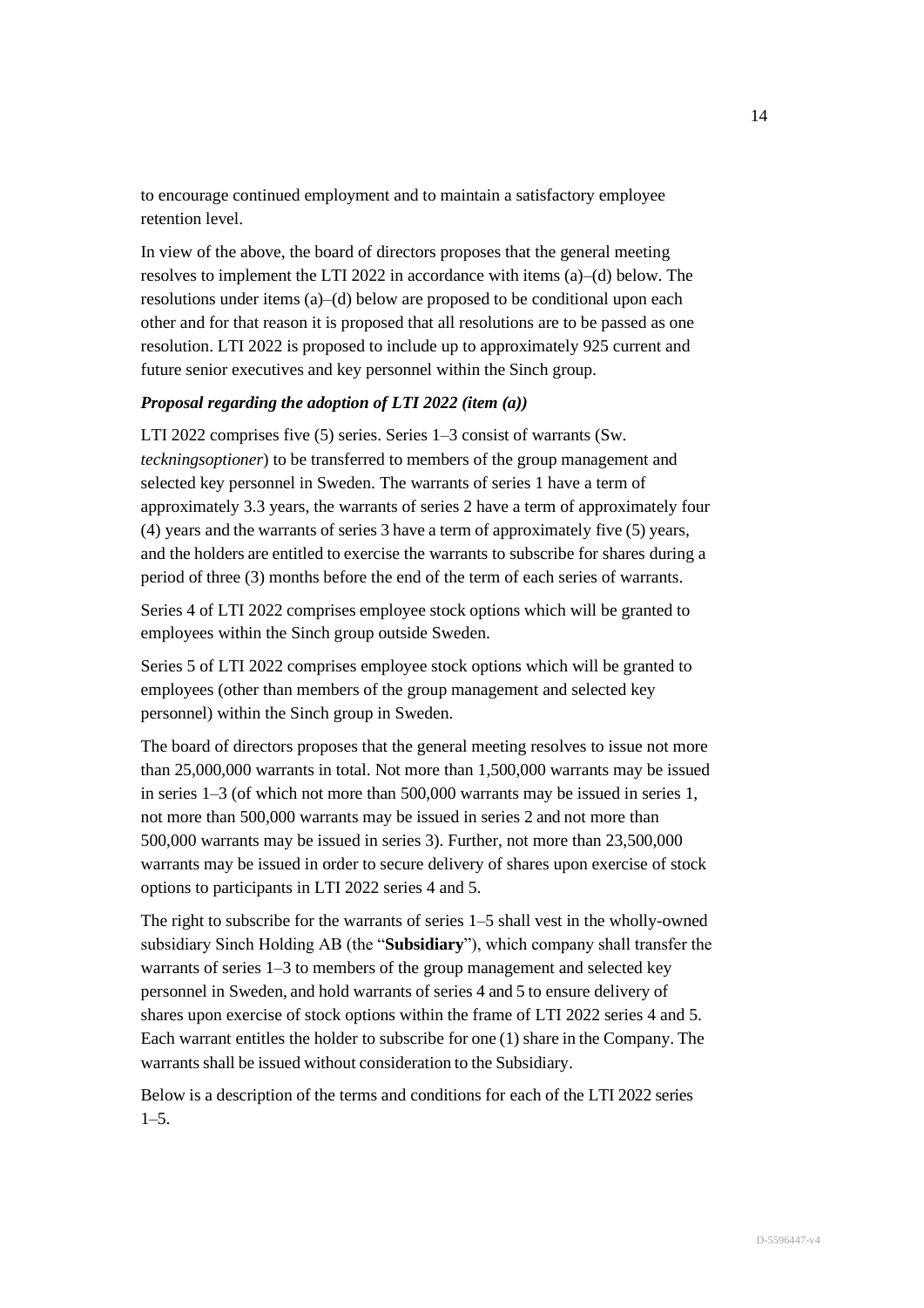to encourage continued employment and to maintain a satisfactory employee retention level.

In view of the above, the board of directors proposes that the general meeting resolves to implement the LTI 2022 in accordance with items (a)–(d) below. The resolutions under items (a)–(d) below are proposed to be conditional upon each other and for that reason it is proposed that all resolutions are to be passed as one resolution. LTI 2022 is proposed to include up to approximately 925 current and future senior executives and key personnel within the Sinch group.

***Proposal regarding the adoption of LTI 2022 (item (a))***

LTI 2022 comprises five (5) series. Series 1–3 consist of warrants (Sw. *teckningsoptioner*) to be transferred to members of the group management and selected key personnel in Sweden. The warrants of series 1 have a term of approximately 3.3 years, the warrants of series 2 have a term of approximately four (4) years and the warrants of series 3 have a term of approximately five (5) years, and the holders are entitled to exercise the warrants to subscribe for shares during a period of three (3) months before the end of the term of each series of warrants.

Series 4 of LTI 2022 comprises employee stock options which will be granted to employees within the Sinch group outside Sweden.

Series 5 of LTI 2022 comprises employee stock options which will be granted to employees (other than members of the group management and selected key personnel) within the Sinch group in Sweden.

The board of directors proposes that the general meeting resolves to issue not more than 25,000,000 warrants in total. Not more than 1,500,000 warrants may be issued in series 1–3 (of which not more than 500,000 warrants may be issued in series 1, not more than 500,000 warrants may be issued in series 2 and not more than 500,000 warrants may be issued in series 3). Further, not more than 23,500,000 warrants may be issued in order to secure delivery of shares upon exercise of stock options to participants in LTI 2022 series 4 and 5.

The right to subscribe for the warrants of series 1–5 shall vest in the wholly-owned subsidiary Sinch Holding AB (the "**Subsidiary**"), which company shall transfer the warrants of series 1–3 to members of the group management and selected key personnel in Sweden, and hold warrants of series 4 and 5 to ensure delivery of shares upon exercise of stock options within the frame of LTI 2022 series 4 and 5. Each warrant entitles the holder to subscribe for one (1) share in the Company. The warrants shall be issued without consideration to the Subsidiary.

Below is a description of the terms and conditions for each of the LTI 2022 series 1–5.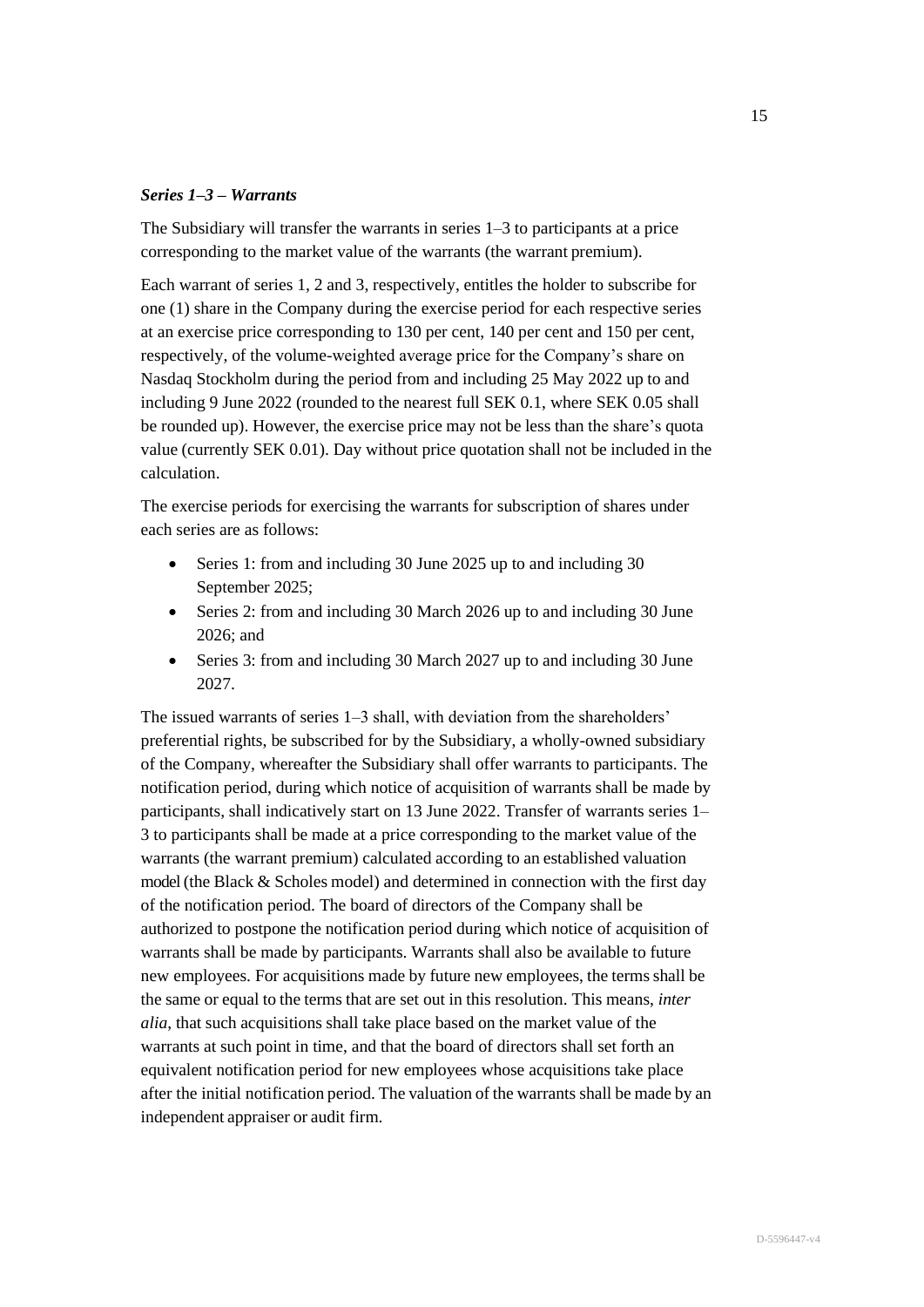***Series 1–3 – Warrants***

The Subsidiary will transfer the warrants in series 1–3 to participants at a price corresponding to the market value of the warrants (the warrant premium).

Each warrant of series 1, 2 and 3, respectively, entitles the holder to subscribe for one (1) share in the Company during the exercise period for each respective series at an exercise price corresponding to 130 per cent, 140 per cent and 150 per cent, respectively, of the volume-weighted average price for the Company's share on Nasdaq Stockholm during the period from and including 25 May 2022 up to and including 9 June 2022 (rounded to the nearest full SEK 0.1, where SEK 0.05 shall be rounded up). However, the exercise price may not be less than the share's quota value (currently SEK 0.01). Day without price quotation shall not be included in the calculation.

The exercise periods for exercising the warrants for subscription of shares under each series are as follows:

- Series 1: from and including 30 June 2025 up to and including 30 September 2025;
- Series 2: from and including 30 March 2026 up to and including 30 June 2026; and
- Series 3: from and including 30 March 2027 up to and including 30 June 2027.

The issued warrants of series 1–3 shall, with deviation from the shareholders' preferential rights, be subscribed for by the Subsidiary, a wholly-owned subsidiary of the Company, whereafter the Subsidiary shall offer warrants to participants. The notification period, during which notice of acquisition of warrants shall be made by participants, shall indicatively start on 13 June 2022. Transfer of warrants series 1–3 to participants shall be made at a price corresponding to the market value of the warrants (the warrant premium) calculated according to an established valuation model (the Black & Scholes model) and determined in connection with the first day of the notification period. The board of directors of the Company shall be authorized to postpone the notification period during which notice of acquisition of warrants shall be made by participants. Warrants shall also be available to future new employees. For acquisitions made by future new employees, the terms shall be the same or equal to the terms that are set out in this resolution. This means, *inter alia*, that such acquisitions shall take place based on the market value of the warrants at such point in time, and that the board of directors shall set forth an equivalent notification period for new employees whose acquisitions take place after the initial notification period. The valuation of the warrants shall be made by an independent appraiser or audit firm.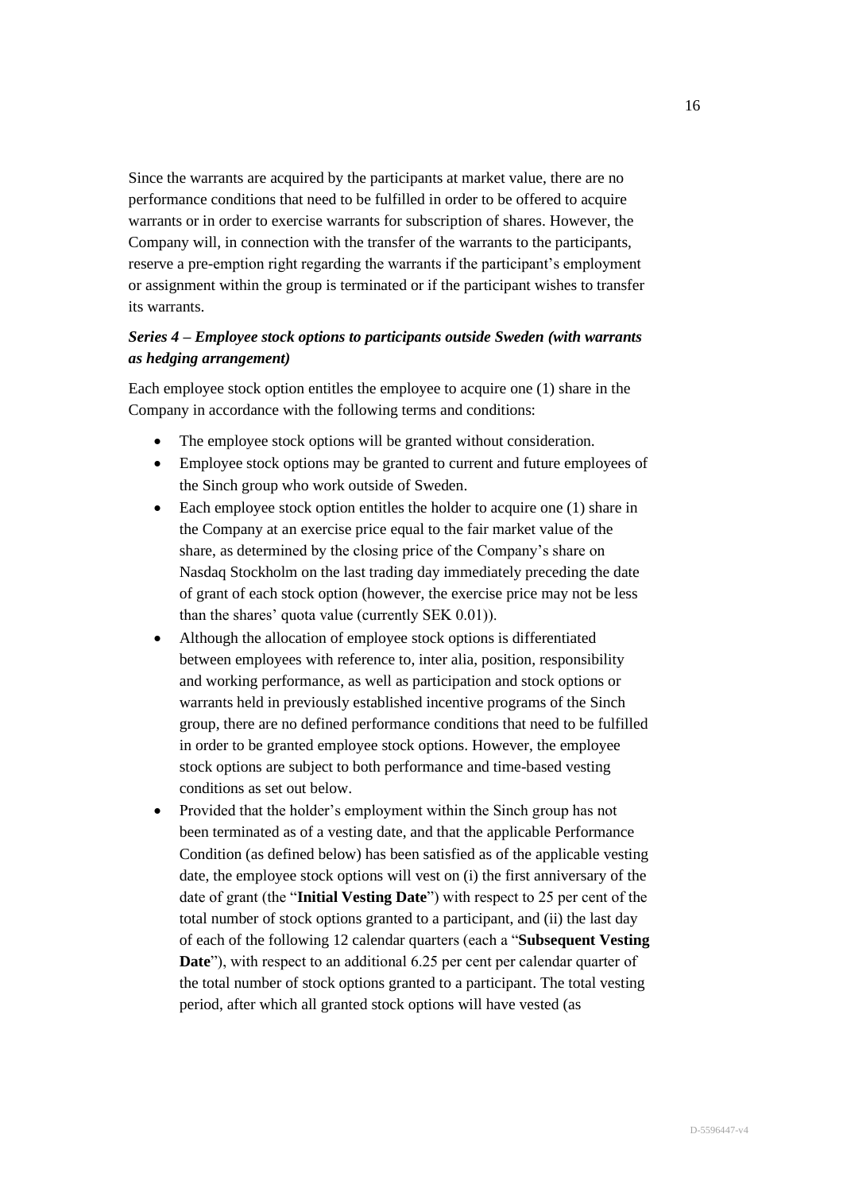Since the warrants are acquired by the participants at market value, there are no performance conditions that need to be fulfilled in order to be offered to acquire warrants or in order to exercise warrants for subscription of shares. However, the Company will, in connection with the transfer of the warrants to the participants, reserve a pre-emption right regarding the warrants if the participant's employment or assignment within the group is terminated or if the participant wishes to transfer its warrants.

***Series 4 – Employee stock options to participants outside Sweden (with warrants as hedging arrangement)***

Each employee stock option entitles the employee to acquire one (1) share in the Company in accordance with the following terms and conditions:

- The employee stock options will be granted without consideration.
- Employee stock options may be granted to current and future employees of the Sinch group who work outside of Sweden.
- Each employee stock option entitles the holder to acquire one (1) share in the Company at an exercise price equal to the fair market value of the share, as determined by the closing price of the Company's share on Nasdaq Stockholm on the last trading day immediately preceding the date of grant of each stock option (however, the exercise price may not be less than the shares' quota value (currently SEK 0.01)).
- Although the allocation of employee stock options is differentiated between employees with reference to, inter alia, position, responsibility and working performance, as well as participation and stock options or warrants held in previously established incentive programs of the Sinch group, there are no defined performance conditions that need to be fulfilled in order to be granted employee stock options. However, the employee stock options are subject to both performance and time-based vesting conditions as set out below.
- Provided that the holder's employment within the Sinch group has not been terminated as of a vesting date, and that the applicable Performance Condition (as defined below) has been satisfied as of the applicable vesting date, the employee stock options will vest on (i) the first anniversary of the date of grant (the "**Initial Vesting Date**") with respect to 25 per cent of the total number of stock options granted to a participant, and (ii) the last day of each of the following 12 calendar quarters (each a "**Subsequent Vesting Date**"), with respect to an additional 6.25 per cent per calendar quarter of the total number of stock options granted to a participant. The total vesting period, after which all granted stock options will have vested (as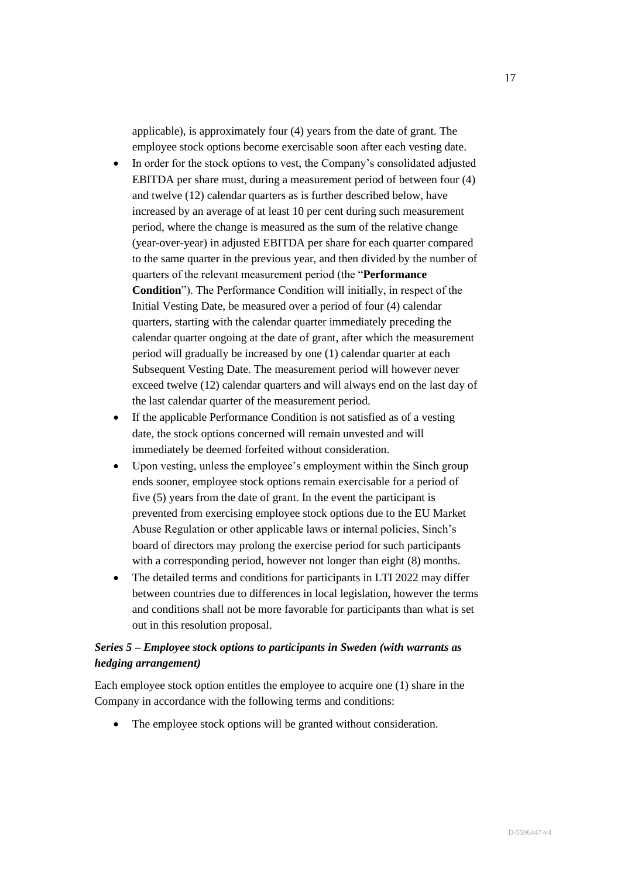applicable), is approximately four (4) years from the date of grant. The employee stock options become exercisable soon after each vesting date.

- In order for the stock options to vest, the Company's consolidated adjusted EBITDA per share must, during a measurement period of between four (4) and twelve (12) calendar quarters as is further described below, have increased by an average of at least 10 per cent during such measurement period, where the change is measured as the sum of the relative change (year-over-year) in adjusted EBITDA per share for each quarter compared to the same quarter in the previous year, and then divided by the number of quarters of the relevant measurement period (the "**Performance Condition**"). The Performance Condition will initially, in respect of the Initial Vesting Date, be measured over a period of four (4) calendar quarters, starting with the calendar quarter immediately preceding the calendar quarter ongoing at the date of grant, after which the measurement period will gradually be increased by one (1) calendar quarter at each Subsequent Vesting Date. The measurement period will however never exceed twelve (12) calendar quarters and will always end on the last day of the last calendar quarter of the measurement period.
- If the applicable Performance Condition is not satisfied as of a vesting date, the stock options concerned will remain unvested and will immediately be deemed forfeited without consideration.
- Upon vesting, unless the employee's employment within the Sinch group ends sooner, employee stock options remain exercisable for a period of five (5) years from the date of grant. In the event the participant is prevented from exercising employee stock options due to the EU Market Abuse Regulation or other applicable laws or internal policies, Sinch's board of directors may prolong the exercise period for such participants with a corresponding period, however not longer than eight (8) months.
- The detailed terms and conditions for participants in LTI 2022 may differ between countries due to differences in local legislation, however the terms and conditions shall not be more favorable for participants than what is set out in this resolution proposal.

***Series 5 – Employee stock options to participants in Sweden (with warrants as hedging arrangement)***

Each employee stock option entitles the employee to acquire one (1) share in the Company in accordance with the following terms and conditions:

- The employee stock options will be granted without consideration.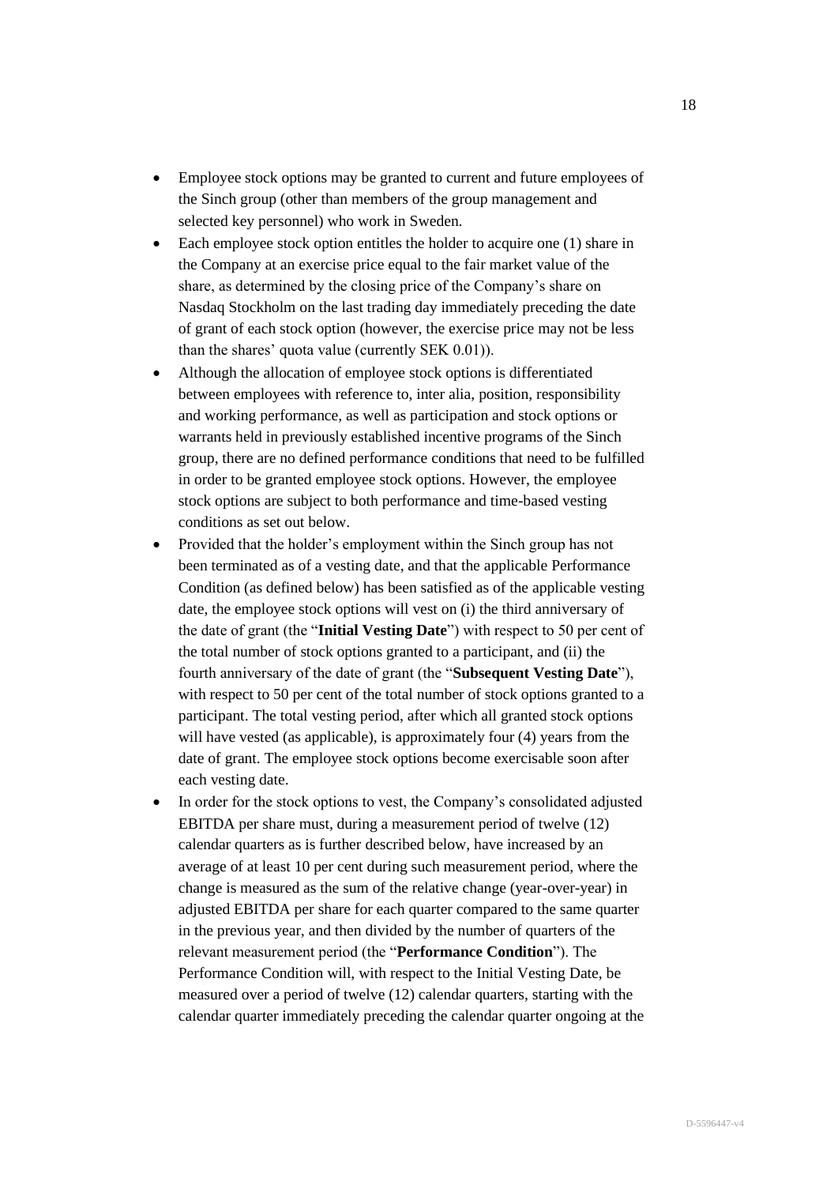- Employee stock options may be granted to current and future employees of the Sinch group (other than members of the group management and selected key personnel) who work in Sweden.
- Each employee stock option entitles the holder to acquire one (1) share in the Company at an exercise price equal to the fair market value of the share, as determined by the closing price of the Company's share on Nasdaq Stockholm on the last trading day immediately preceding the date of grant of each stock option (however, the exercise price may not be less than the shares' quota value (currently SEK 0.01)).
- Although the allocation of employee stock options is differentiated between employees with reference to, inter alia, position, responsibility and working performance, as well as participation and stock options or warrants held in previously established incentive programs of the Sinch group, there are no defined performance conditions that need to be fulfilled in order to be granted employee stock options. However, the employee stock options are subject to both performance and time-based vesting conditions as set out below.
- Provided that the holder's employment within the Sinch group has not been terminated as of a vesting date, and that the applicable Performance Condition (as defined below) has been satisfied as of the applicable vesting date, the employee stock options will vest on (i) the third anniversary of the date of grant (the "**Initial Vesting Date**") with respect to 50 per cent of the total number of stock options granted to a participant, and (ii) the fourth anniversary of the date of grant (the "**Subsequent Vesting Date**"), with respect to 50 per cent of the total number of stock options granted to a participant. The total vesting period, after which all granted stock options will have vested (as applicable), is approximately four (4) years from the date of grant. The employee stock options become exercisable soon after each vesting date.
- In order for the stock options to vest, the Company's consolidated adjusted EBITDA per share must, during a measurement period of twelve (12) calendar quarters as is further described below, have increased by an average of at least 10 per cent during such measurement period, where the change is measured as the sum of the relative change (year-over-year) in adjusted EBITDA per share for each quarter compared to the same quarter in the previous year, and then divided by the number of quarters of the relevant measurement period (the "**Performance Condition**"). The Performance Condition will, with respect to the Initial Vesting Date, be measured over a period of twelve (12) calendar quarters, starting with the calendar quarter immediately preceding the calendar quarter ongoing at the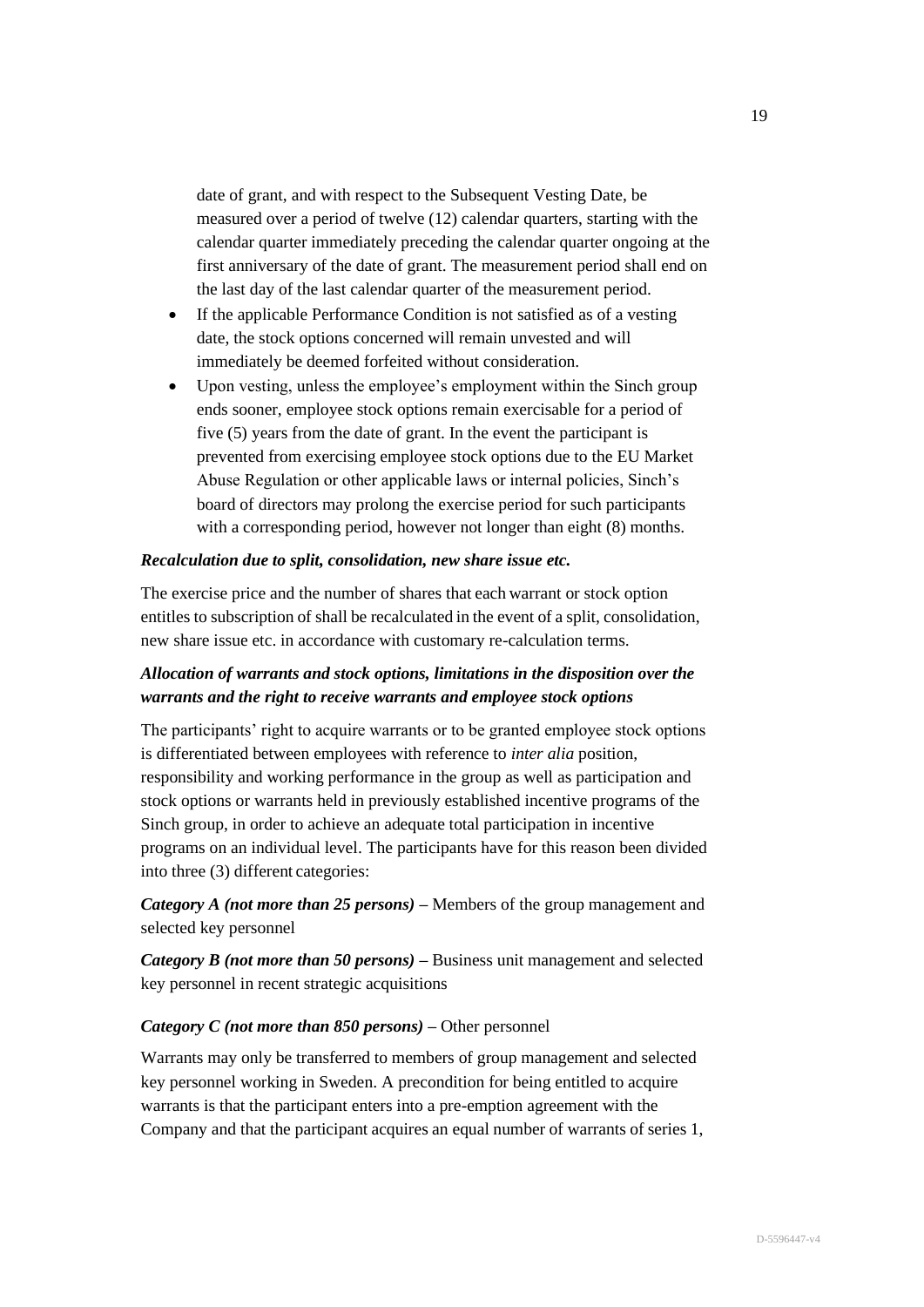date of grant, and with respect to the Subsequent Vesting Date, be measured over a period of twelve (12) calendar quarters, starting with the calendar quarter immediately preceding the calendar quarter ongoing at the first anniversary of the date of grant. The measurement period shall end on the last day of the last calendar quarter of the measurement period.

- If the applicable Performance Condition is not satisfied as of a vesting date, the stock options concerned will remain unvested and will immediately be deemed forfeited without consideration.
- Upon vesting, unless the employee's employment within the Sinch group ends sooner, employee stock options remain exercisable for a period of five (5) years from the date of grant. In the event the participant is prevented from exercising employee stock options due to the EU Market Abuse Regulation or other applicable laws or internal policies, Sinch's board of directors may prolong the exercise period for such participants with a corresponding period, however not longer than eight (8) months.

***Recalculation due to split, consolidation, new share issue etc.***

The exercise price and the number of shares that each warrant or stock option entitles to subscription of shall be recalculated in the event of a split, consolidation, new share issue etc. in accordance with customary re-calculation terms.

***Allocation of warrants and stock options, limitations in the disposition over the warrants and the right to receive warrants and employee stock options***

The participants' right to acquire warrants or to be granted employee stock options is differentiated between employees with reference to *inter alia* position, responsibility and working performance in the group as well as participation and stock options or warrants held in previously established incentive programs of the Sinch group, in order to achieve an adequate total participation in incentive programs on an individual level. The participants have for this reason been divided into three (3) different categories:

***Category A (not more than 25 persons)*** – Members of the group management and selected key personnel

***Category B (not more than 50 persons)*** – Business unit management and selected key personnel in recent strategic acquisitions

***Category C (not more than 850 persons)*** – Other personnel

Warrants may only be transferred to members of group management and selected key personnel working in Sweden. A precondition for being entitled to acquire warrants is that the participant enters into a pre-emption agreement with the Company and that the participant acquires an equal number of warrants of series 1,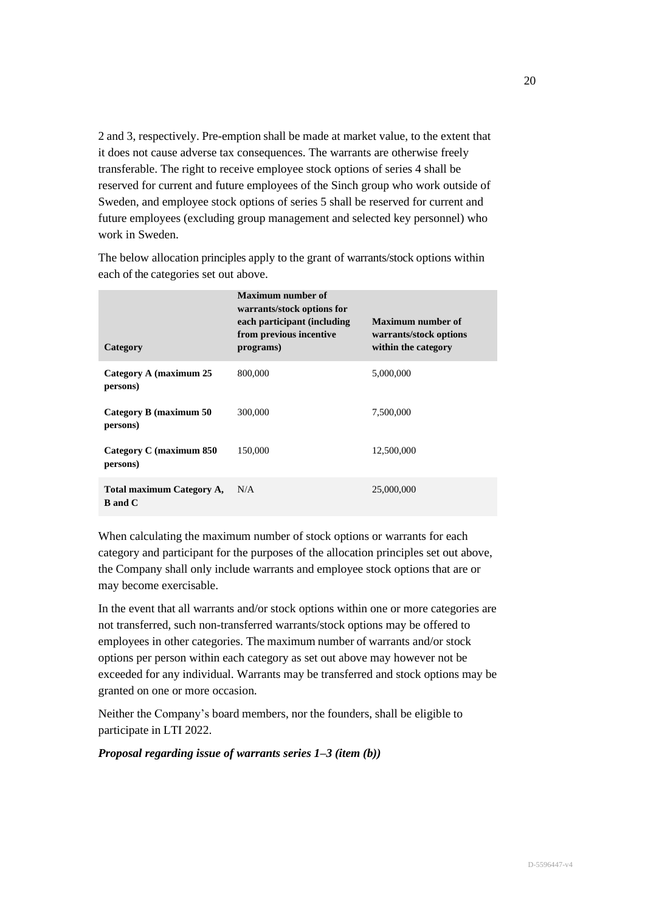2 and 3, respectively. Pre-emption shall be made at market value, to the extent that it does not cause adverse tax consequences. The warrants are otherwise freely transferable. The right to receive employee stock options of series 4 shall be reserved for current and future employees of the Sinch group who work outside of Sweden, and employee stock options of series 5 shall be reserved for current and future employees (excluding group management and selected key personnel) who work in Sweden.

The below allocation principles apply to the grant of warrants/stock options within each of the categories set out above.

| Category | Maximum number of warrants/stock options for each participant (including from previous incentive programs) | Maximum number of warrants/stock options within the category |
|---|---|---|
| **Category A (maximum 25 persons)** | 800,000 | 5,000,000 |
| **Category B (maximum 50 persons)** | 300,000 | 7,500,000 |
| **Category C (maximum 850 persons)** | 150,000 | 12,500,000 |
| **Total maximum Category A, B and C** | N/A | 25,000,000 |

When calculating the maximum number of stock options or warrants for each category and participant for the purposes of the allocation principles set out above, the Company shall only include warrants and employee stock options that are or may become exercisable.

In the event that all warrants and/or stock options within one or more categories are not transferred, such non-transferred warrants/stock options may be offered to employees in other categories. The maximum number of warrants and/or stock options per person within each category as set out above may however not be exceeded for any individual. Warrants may be transferred and stock options may be granted on one or more occasion.

Neither the Company's board members, nor the founders, shall be eligible to participate in LTI 2022.

***Proposal regarding issue of warrants series 1–3 (item (b))***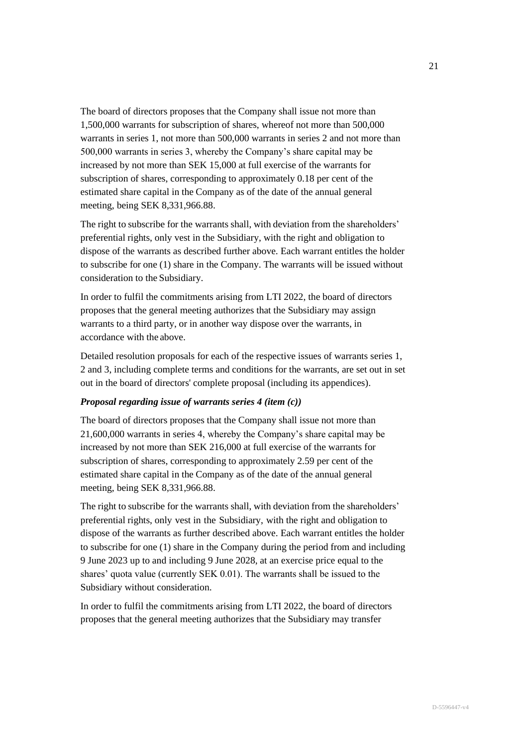The board of directors proposes that the Company shall issue not more than 1,500,000 warrants for subscription of shares, whereof not more than 500,000 warrants in series 1, not more than 500,000 warrants in series 2 and not more than 500,000 warrants in series 3, whereby the Company's share capital may be increased by not more than SEK 15,000 at full exercise of the warrants for subscription of shares, corresponding to approximately 0.18 per cent of the estimated share capital in the Company as of the date of the annual general meeting, being SEK 8,331,966.88.

The right to subscribe for the warrants shall, with deviation from the shareholders' preferential rights, only vest in the Subsidiary, with the right and obligation to dispose of the warrants as described further above. Each warrant entitles the holder to subscribe for one (1) share in the Company. The warrants will be issued without consideration to the Subsidiary.

In order to fulfil the commitments arising from LTI 2022, the board of directors proposes that the general meeting authorizes that the Subsidiary may assign warrants to a third party, or in another way dispose over the warrants, in accordance with the above.

Detailed resolution proposals for each of the respective issues of warrants series 1, 2 and 3, including complete terms and conditions for the warrants, are set out in set out in the board of directors' complete proposal (including its appendices).

***Proposal regarding issue of warrants series 4 (item (c))***

The board of directors proposes that the Company shall issue not more than 21,600,000 warrants in series 4, whereby the Company's share capital may be increased by not more than SEK 216,000 at full exercise of the warrants for subscription of shares, corresponding to approximately 2.59 per cent of the estimated share capital in the Company as of the date of the annual general meeting, being SEK 8,331,966.88.

The right to subscribe for the warrants shall, with deviation from the shareholders' preferential rights, only vest in the Subsidiary, with the right and obligation to dispose of the warrants as further described above. Each warrant entitles the holder to subscribe for one (1) share in the Company during the period from and including 9 June 2023 up to and including 9 June 2028, at an exercise price equal to the shares' quota value (currently SEK 0.01). The warrants shall be issued to the Subsidiary without consideration.

In order to fulfil the commitments arising from LTI 2022, the board of directors proposes that the general meeting authorizes that the Subsidiary may transfer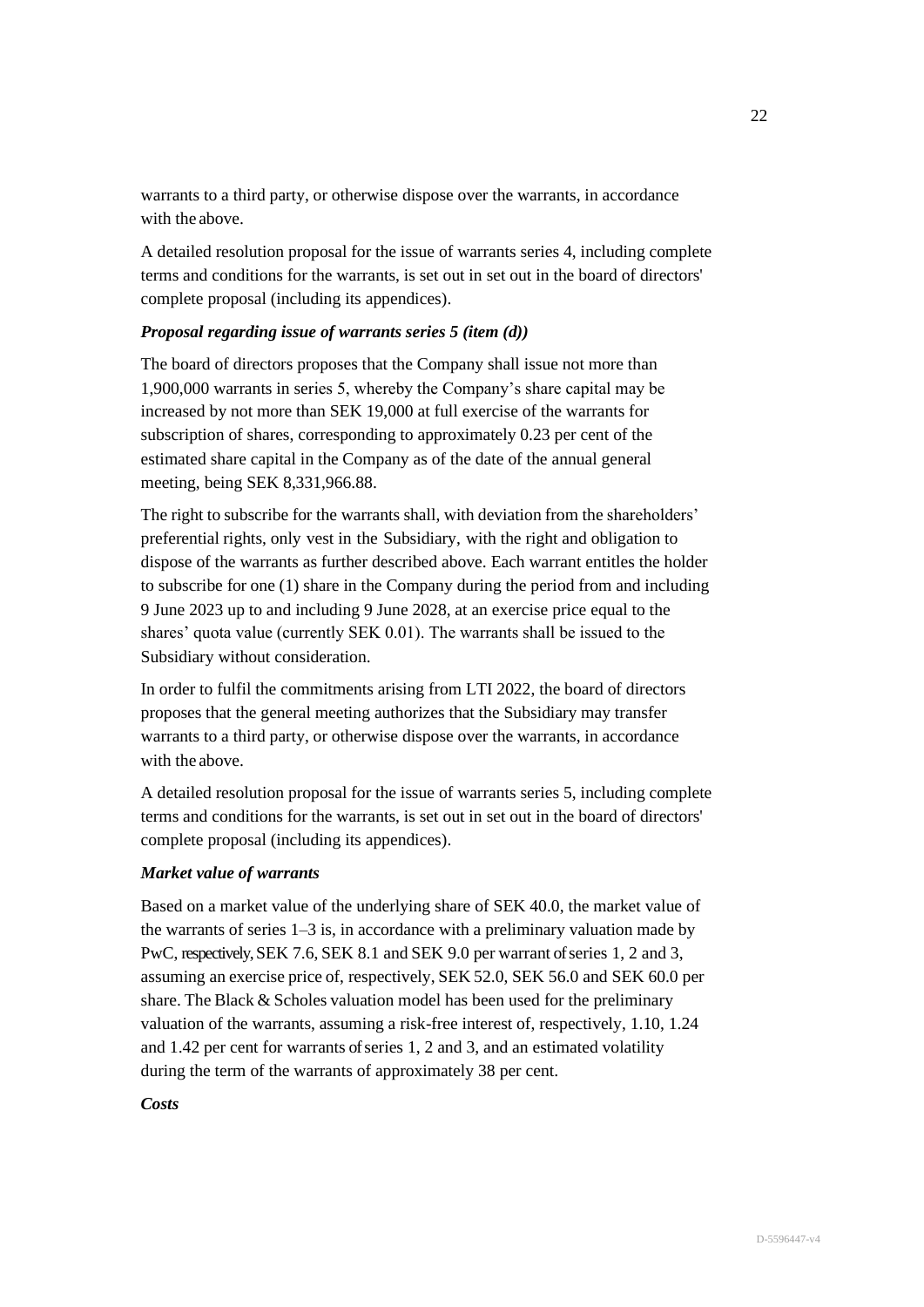warrants to a third party, or otherwise dispose over the warrants, in accordance with the above.

A detailed resolution proposal for the issue of warrants series 4, including complete terms and conditions for the warrants, is set out in set out in the board of directors' complete proposal (including its appendices).

***Proposal regarding issue of warrants series 5 (item (d))***

The board of directors proposes that the Company shall issue not more than 1,900,000 warrants in series 5, whereby the Company's share capital may be increased by not more than SEK 19,000 at full exercise of the warrants for subscription of shares, corresponding to approximately 0.23 per cent of the estimated share capital in the Company as of the date of the annual general meeting, being SEK 8,331,966.88.

The right to subscribe for the warrants shall, with deviation from the shareholders' preferential rights, only vest in the Subsidiary, with the right and obligation to dispose of the warrants as further described above. Each warrant entitles the holder to subscribe for one (1) share in the Company during the period from and including 9 June 2023 up to and including 9 June 2028, at an exercise price equal to the shares' quota value (currently SEK 0.01). The warrants shall be issued to the Subsidiary without consideration.

In order to fulfil the commitments arising from LTI 2022, the board of directors proposes that the general meeting authorizes that the Subsidiary may transfer warrants to a third party, or otherwise dispose over the warrants, in accordance with the above.

A detailed resolution proposal for the issue of warrants series 5, including complete terms and conditions for the warrants, is set out in set out in the board of directors' complete proposal (including its appendices).

***Market value of warrants***

Based on a market value of the underlying share of SEK 40.0, the market value of the warrants of series 1–3 is, in accordance with a preliminary valuation made by PwC, respectively, SEK 7.6, SEK 8.1 and SEK 9.0 per warrant of series 1, 2 and 3, assuming an exercise price of, respectively, SEK 52.0, SEK 56.0 and SEK 60.0 per share. The Black & Scholes valuation model has been used for the preliminary valuation of the warrants, assuming a risk-free interest of, respectively, 1.10, 1.24 and 1.42 per cent for warrants of series 1, 2 and 3, and an estimated volatility during the term of the warrants of approximately 38 per cent.

***Costs***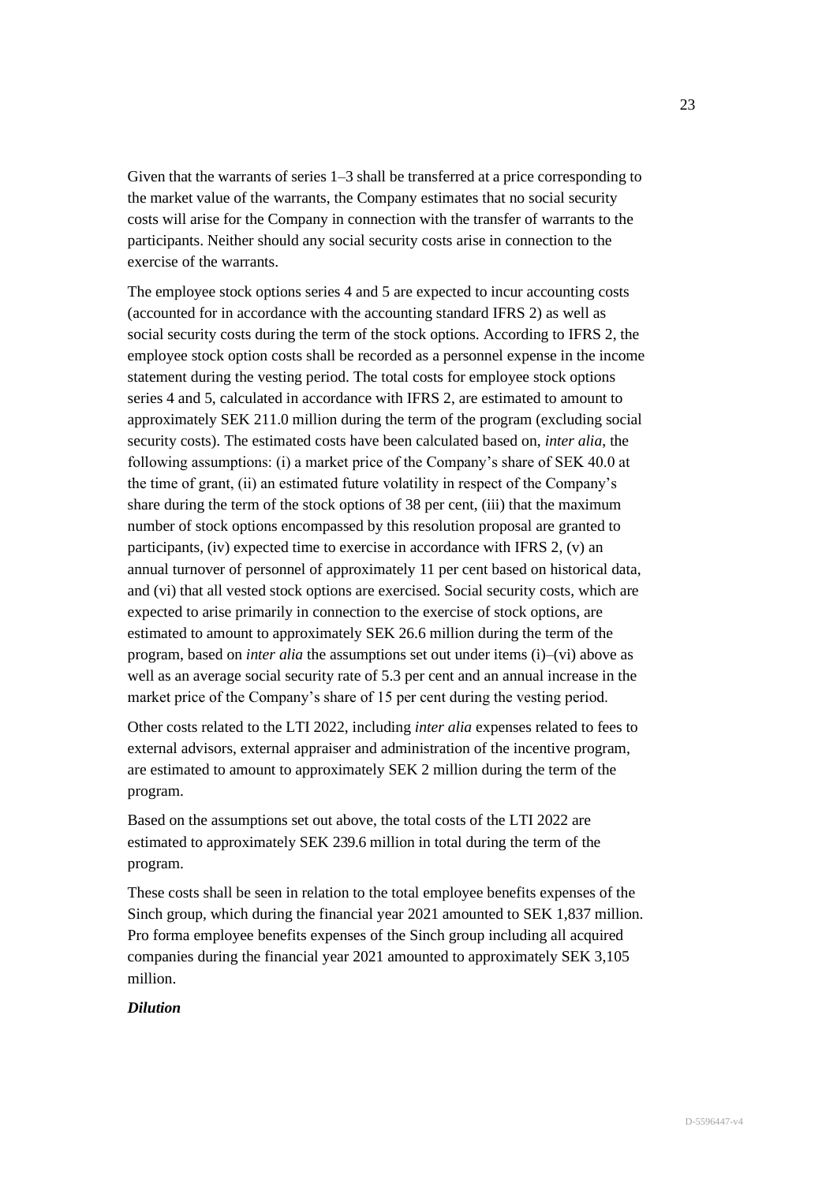Given that the warrants of series 1–3 shall be transferred at a price corresponding to the market value of the warrants, the Company estimates that no social security costs will arise for the Company in connection with the transfer of warrants to the participants. Neither should any social security costs arise in connection to the exercise of the warrants.

The employee stock options series 4 and 5 are expected to incur accounting costs (accounted for in accordance with the accounting standard IFRS 2) as well as social security costs during the term of the stock options. According to IFRS 2, the employee stock option costs shall be recorded as a personnel expense in the income statement during the vesting period. The total costs for employee stock options series 4 and 5, calculated in accordance with IFRS 2, are estimated to amount to approximately SEK 211.0 million during the term of the program (excluding social security costs). The estimated costs have been calculated based on, *inter alia*, the following assumptions: (i) a market price of the Company's share of SEK 40.0 at the time of grant, (ii) an estimated future volatility in respect of the Company's share during the term of the stock options of 38 per cent, (iii) that the maximum number of stock options encompassed by this resolution proposal are granted to participants, (iv) expected time to exercise in accordance with IFRS 2, (v) an annual turnover of personnel of approximately 11 per cent based on historical data, and (vi) that all vested stock options are exercised. Social security costs, which are expected to arise primarily in connection to the exercise of stock options, are estimated to amount to approximately SEK 26.6 million during the term of the program, based on *inter alia* the assumptions set out under items (i)–(vi) above as well as an average social security rate of 5.3 per cent and an annual increase in the market price of the Company's share of 15 per cent during the vesting period.

Other costs related to the LTI 2022, including *inter alia* expenses related to fees to external advisors, external appraiser and administration of the incentive program, are estimated to amount to approximately SEK 2 million during the term of the program.

Based on the assumptions set out above, the total costs of the LTI 2022 are estimated to approximately SEK 239.6 million in total during the term of the program.

These costs shall be seen in relation to the total employee benefits expenses of the Sinch group, which during the financial year 2021 amounted to SEK 1,837 million. Pro forma employee benefits expenses of the Sinch group including all acquired companies during the financial year 2021 amounted to approximately SEK 3,105 million.

***Dilution***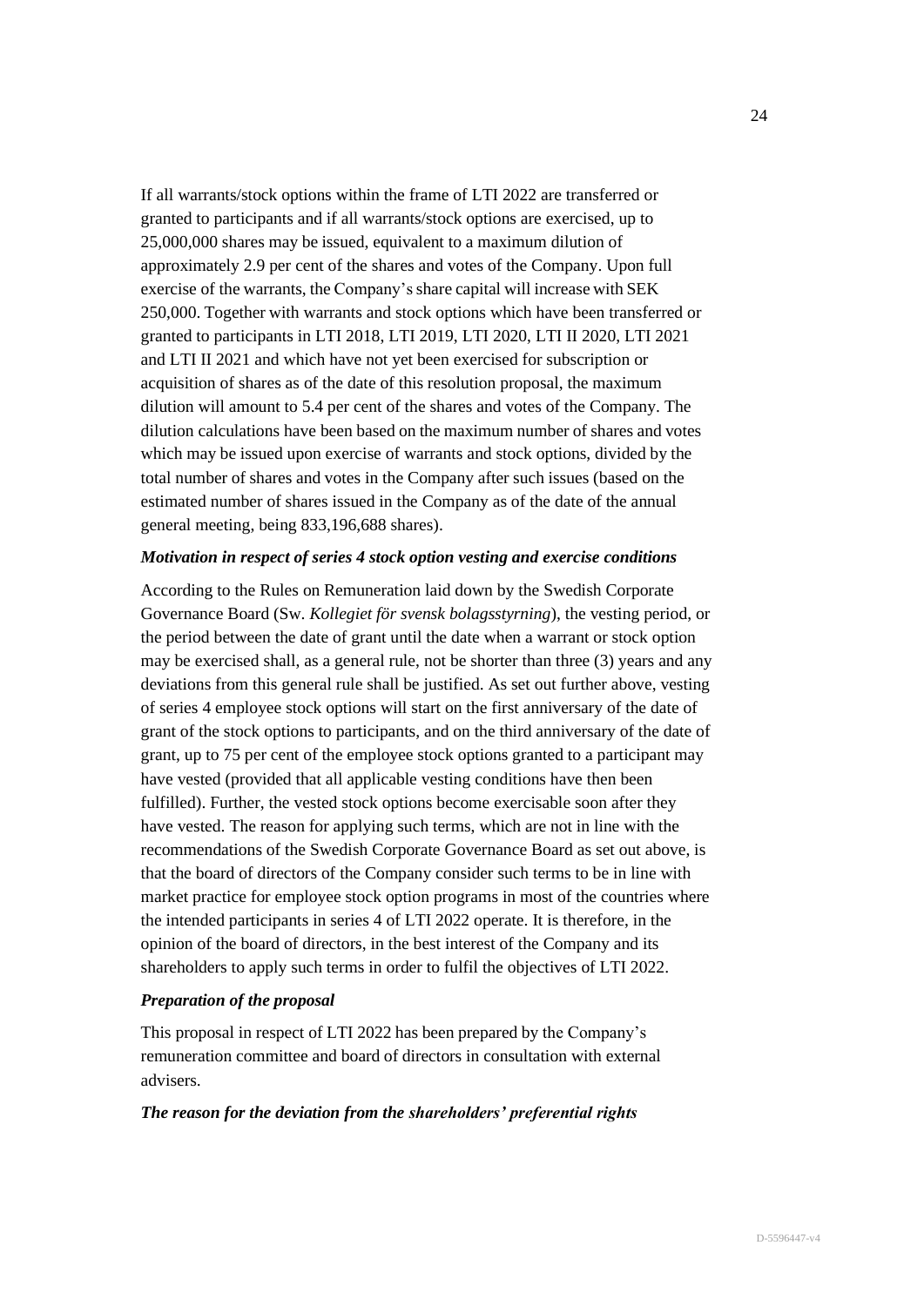If all warrants/stock options within the frame of LTI 2022 are transferred or granted to participants and if all warrants/stock options are exercised, up to 25,000,000 shares may be issued, equivalent to a maximum dilution of approximately 2.9 per cent of the shares and votes of the Company. Upon full exercise of the warrants, the Company's share capital will increase with SEK 250,000. Together with warrants and stock options which have been transferred or granted to participants in LTI 2018, LTI 2019, LTI 2020, LTI II 2020, LTI 2021 and LTI II 2021 and which have not yet been exercised for subscription or acquisition of shares as of the date of this resolution proposal, the maximum dilution will amount to 5.4 per cent of the shares and votes of the Company. The dilution calculations have been based on the maximum number of shares and votes which may be issued upon exercise of warrants and stock options, divided by the total number of shares and votes in the Company after such issues (based on the estimated number of shares issued in the Company as of the date of the annual general meeting, being 833,196,688 shares).

***Motivation in respect of series 4 stock option vesting and exercise conditions***

According to the Rules on Remuneration laid down by the Swedish Corporate Governance Board (Sw. *Kollegiet för svensk bolagsstyrning*), the vesting period, or the period between the date of grant until the date when a warrant or stock option may be exercised shall, as a general rule, not be shorter than three (3) years and any deviations from this general rule shall be justified. As set out further above, vesting of series 4 employee stock options will start on the first anniversary of the date of grant of the stock options to participants, and on the third anniversary of the date of grant, up to 75 per cent of the employee stock options granted to a participant may have vested (provided that all applicable vesting conditions have then been fulfilled). Further, the vested stock options become exercisable soon after they have vested. The reason for applying such terms, which are not in line with the recommendations of the Swedish Corporate Governance Board as set out above, is that the board of directors of the Company consider such terms to be in line with market practice for employee stock option programs in most of the countries where the intended participants in series 4 of LTI 2022 operate. It is therefore, in the opinion of the board of directors, in the best interest of the Company and its shareholders to apply such terms in order to fulfil the objectives of LTI 2022.

***Preparation of the proposal***

This proposal in respect of LTI 2022 has been prepared by the Company's remuneration committee and board of directors in consultation with external advisers.

***The reason for the deviation from the shareholders' preferential rights***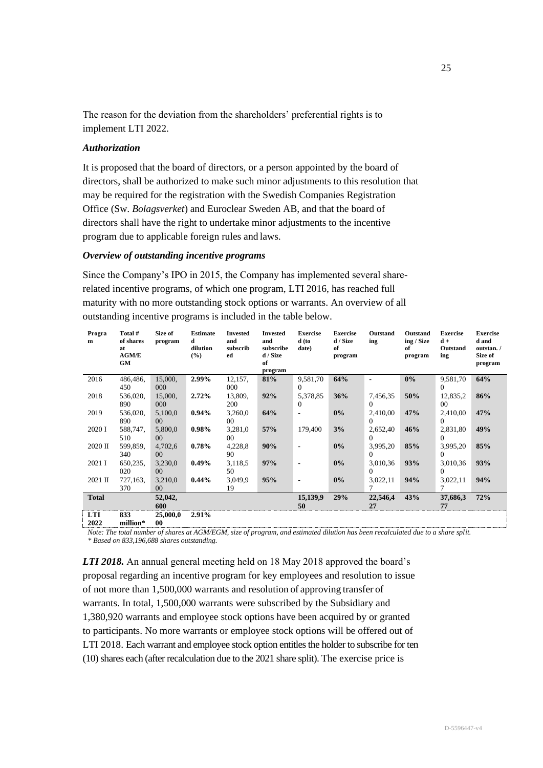The reason for the deviation from the shareholders' preferential rights is to implement LTI 2022.

### *Authorization*

It is proposed that the board of directors, or a person appointed by the board of directors, shall be authorized to make such minor adjustments to this resolution that may be required for the registration with the Swedish Companies Registration Office (Sw. *Bolagsverket*) and Euroclear Sweden AB, and that the board of directors shall have the right to undertake minor adjustments to the incentive program due to applicable foreign rules and laws.

### *Overview of outstanding incentive programs*

Since the Company's IPO in 2015, the Company has implemented several share-related incentive programs, of which one program, LTI 2016, has reached full maturity with no more outstanding stock options or warrants. An overview of all outstanding incentive programs is included in the table below.

| Program | Total # of shares at AGM/EGM | Size of program | Estimated dilution (%) | Invested and subscribed | Invested and subscribed / Size of program | Exercised (to date) | Exercised / Size of program | Outstanding | Outstanding / Size of program | Exercised + Outstanding | Exercised and outstan. / Size of program |
|---|---|---|---|---|---|---|---|---|---|---|---|
| 2016 | 486,486,450 | 15,000,000 | **2.99%** | 12,157,000 | **81%** | 9,581,700 | **64%** | - | **0%** | 9,581,700 | **64%** |
| 2018 | 536,020,890 | 15,000,000 | **2.72%** | 13,809,200 | **92%** | 5,378,850 | **36%** | 7,456,350 | **50%** | 12,835,200 | **86%** |
| 2019 | 536,020,890 | 5,100,000 | **0.94%** | 3,260,000 | **64%** | - | **0%** | 2,410,000 | **47%** | 2,410,000 | **47%** |
| 2020 I | 588,747,510 | 5,800,000 | **0.98%** | 3,281,000 | **57%** | 179,400 | **3%** | 2,652,400 | **46%** | 2,831,800 | **49%** |
| 2020 II | 599,859,340 | 4,702,600 | **0.78%** | 4,228,890 | **90%** | - | **0%** | 3,995,200 | **85%** | 3,995,200 | **85%** |
| 2021 I | 650,235,020 | 3,230,000 | **0.49%** | 3,118,550 | **97%** | - | **0%** | 3,010,360 | **93%** | 3,010,360 | **93%** |
| 2021 II | 727,163,370 | 3,210,000 | **0.44%** | 3,049,919 | **95%** | - | **0%** | 3,022,117 | **94%** | 3,022,117 | **94%** |
| **Total** | | **52,042,600** | | | | **15,139,950** | **29%** | **22,546,427** | **43%** | **37,686,377** | **72%** |
| **LTI 2022** | **833 million*** | **25,000,000** | **2.91%** | | | | | | | | |

*Note: The total number of shares at AGM/EGM, size of program, and estimated dilution has been recalculated due to a share split.*
*\* Based on 833,196,688 shares outstanding.*

***LTI 2018.*** An annual general meeting held on 18 May 2018 approved the board's proposal regarding an incentive program for key employees and resolution to issue of not more than 1,500,000 warrants and resolution of approving transfer of warrants. In total, 1,500,000 warrants were subscribed by the Subsidiary and 1,380,920 warrants and employee stock options have been acquired by or granted to participants. No more warrants or employee stock options will be offered out of LTI 2018. Each warrant and employee stock option entitles the holder to subscribe for ten (10) shares each (after recalculation due to the 2021 share split). The exercise price is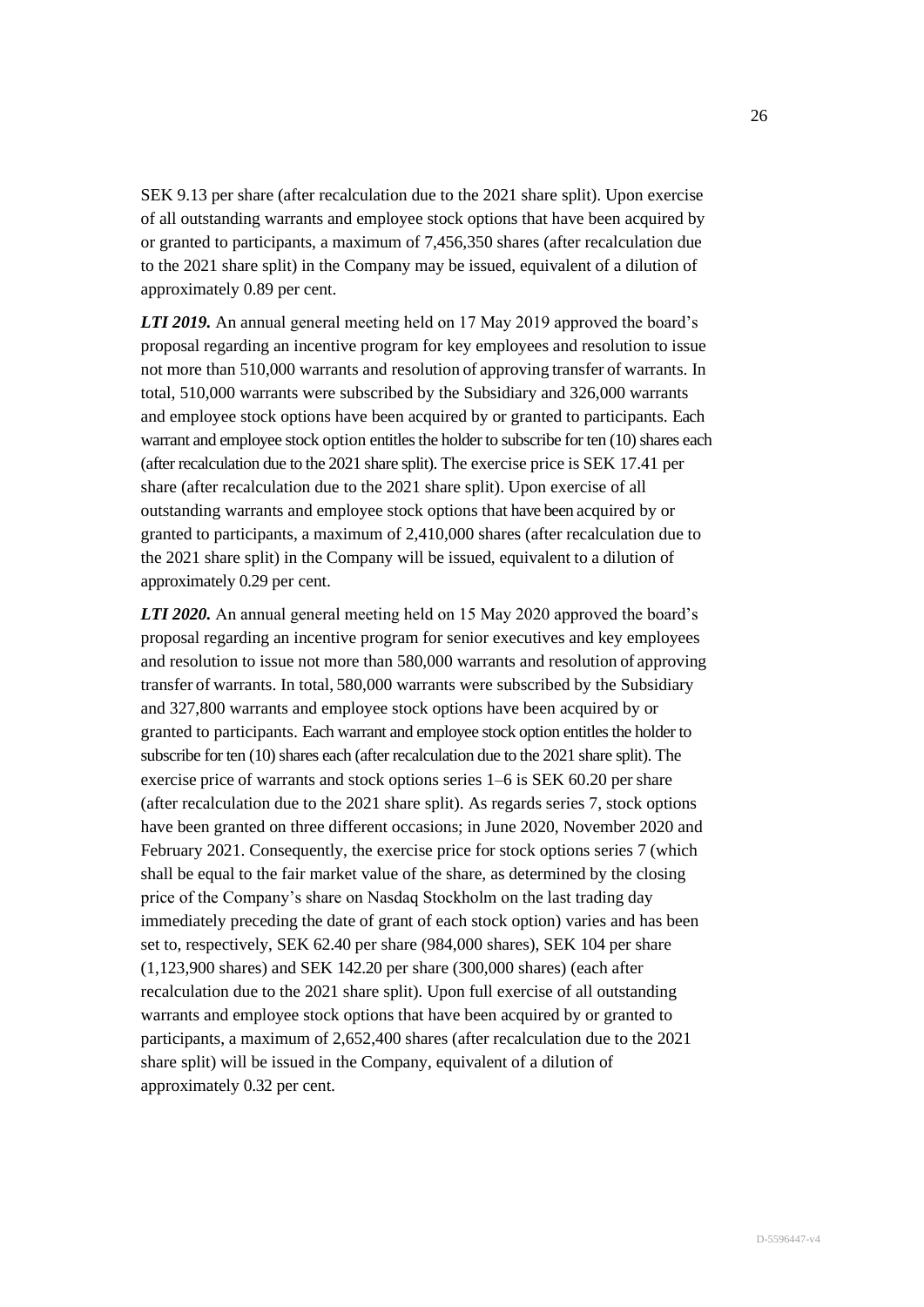SEK 9.13 per share (after recalculation due to the 2021 share split). Upon exercise of all outstanding warrants and employee stock options that have been acquired by or granted to participants, a maximum of 7,456,350 shares (after recalculation due to the 2021 share split) in the Company may be issued, equivalent of a dilution of approximately 0.89 per cent.

***LTI 2019.*** An annual general meeting held on 17 May 2019 approved the board's proposal regarding an incentive program for key employees and resolution to issue not more than 510,000 warrants and resolution of approving transfer of warrants. In total, 510,000 warrants were subscribed by the Subsidiary and 326,000 warrants and employee stock options have been acquired by or granted to participants. Each warrant and employee stock option entitles the holder to subscribe for ten (10) shares each (after recalculation due to the 2021 share split). The exercise price is SEK 17.41 per share (after recalculation due to the 2021 share split). Upon exercise of all outstanding warrants and employee stock options that have been acquired by or granted to participants, a maximum of 2,410,000 shares (after recalculation due to the 2021 share split) in the Company will be issued, equivalent to a dilution of approximately 0.29 per cent.

***LTI 2020.*** An annual general meeting held on 15 May 2020 approved the board's proposal regarding an incentive program for senior executives and key employees and resolution to issue not more than 580,000 warrants and resolution of approving transfer of warrants. In total, 580,000 warrants were subscribed by the Subsidiary and 327,800 warrants and employee stock options have been acquired by or granted to participants. Each warrant and employee stock option entitles the holder to subscribe for ten (10) shares each (after recalculation due to the 2021 share split). The exercise price of warrants and stock options series 1–6 is SEK 60.20 per share (after recalculation due to the 2021 share split). As regards series 7, stock options have been granted on three different occasions; in June 2020, November 2020 and February 2021. Consequently, the exercise price for stock options series 7 (which shall be equal to the fair market value of the share, as determined by the closing price of the Company's share on Nasdaq Stockholm on the last trading day immediately preceding the date of grant of each stock option) varies and has been set to, respectively, SEK 62.40 per share (984,000 shares), SEK 104 per share (1,123,900 shares) and SEK 142.20 per share (300,000 shares) (each after recalculation due to the 2021 share split). Upon full exercise of all outstanding warrants and employee stock options that have been acquired by or granted to participants, a maximum of 2,652,400 shares (after recalculation due to the 2021 share split) will be issued in the Company, equivalent of a dilution of approximately 0.32 per cent.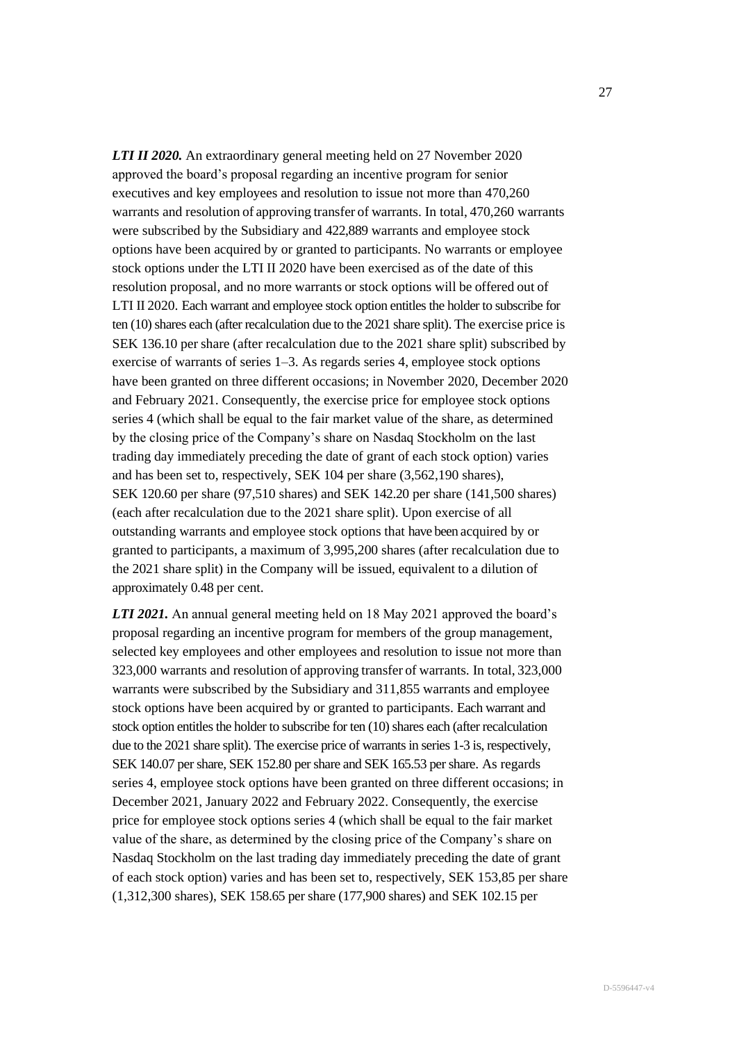***LTI II 2020.*** An extraordinary general meeting held on 27 November 2020 approved the board's proposal regarding an incentive program for senior executives and key employees and resolution to issue not more than 470,260 warrants and resolution of approving transfer of warrants. In total, 470,260 warrants were subscribed by the Subsidiary and 422,889 warrants and employee stock options have been acquired by or granted to participants. No warrants or employee stock options under the LTI II 2020 have been exercised as of the date of this resolution proposal, and no more warrants or stock options will be offered out of LTI II 2020. Each warrant and employee stock option entitles the holder to subscribe for ten (10) shares each (after recalculation due to the 2021 share split). The exercise price is SEK 136.10 per share (after recalculation due to the 2021 share split) subscribed by exercise of warrants of series 1–3. As regards series 4, employee stock options have been granted on three different occasions; in November 2020, December 2020 and February 2021. Consequently, the exercise price for employee stock options series 4 (which shall be equal to the fair market value of the share, as determined by the closing price of the Company's share on Nasdaq Stockholm on the last trading day immediately preceding the date of grant of each stock option) varies and has been set to, respectively, SEK 104 per share (3,562,190 shares), SEK 120.60 per share (97,510 shares) and SEK 142.20 per share (141,500 shares) (each after recalculation due to the 2021 share split). Upon exercise of all outstanding warrants and employee stock options that have been acquired by or granted to participants, a maximum of 3,995,200 shares (after recalculation due to the 2021 share split) in the Company will be issued, equivalent to a dilution of approximately 0.48 per cent.

***LTI 2021.*** An annual general meeting held on 18 May 2021 approved the board's proposal regarding an incentive program for members of the group management, selected key employees and other employees and resolution to issue not more than 323,000 warrants and resolution of approving transfer of warrants. In total, 323,000 warrants were subscribed by the Subsidiary and 311,855 warrants and employee stock options have been acquired by or granted to participants. Each warrant and stock option entitles the holder to subscribe for ten (10) shares each (after recalculation due to the 2021 share split). The exercise price of warrants in series 1-3 is, respectively, SEK 140.07 per share, SEK 152.80 per share and SEK 165.53 per share. As regards series 4, employee stock options have been granted on three different occasions; in December 2021, January 2022 and February 2022. Consequently, the exercise price for employee stock options series 4 (which shall be equal to the fair market value of the share, as determined by the closing price of the Company's share on Nasdaq Stockholm on the last trading day immediately preceding the date of grant of each stock option) varies and has been set to, respectively, SEK 153,85 per share (1,312,300 shares), SEK 158.65 per share (177,900 shares) and SEK 102.15 per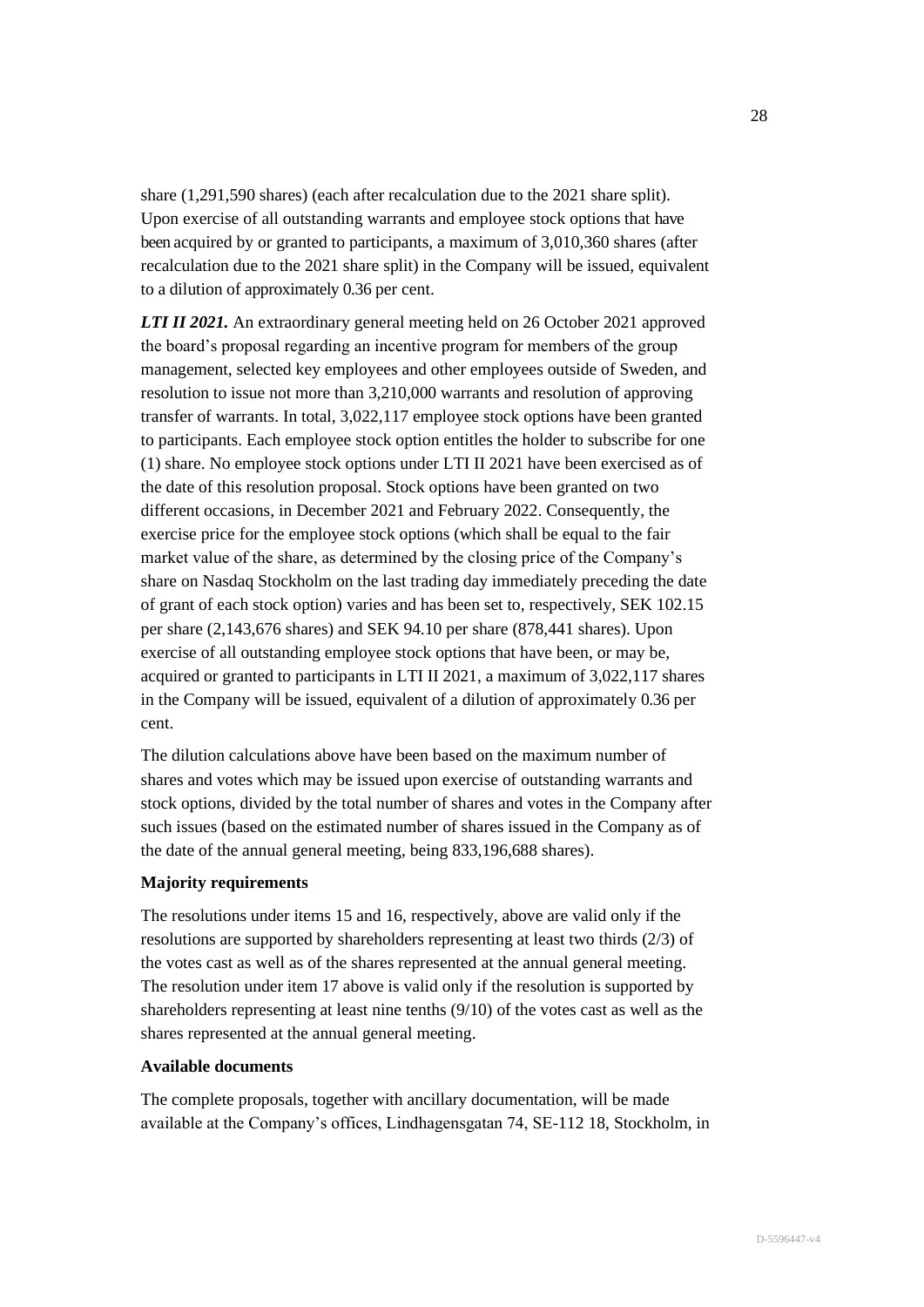share (1,291,590 shares) (each after recalculation due to the 2021 share split). Upon exercise of all outstanding warrants and employee stock options that have been acquired by or granted to participants, a maximum of 3,010,360 shares (after recalculation due to the 2021 share split) in the Company will be issued, equivalent to a dilution of approximately 0.36 per cent.

***LTI II 2021.*** An extraordinary general meeting held on 26 October 2021 approved the board's proposal regarding an incentive program for members of the group management, selected key employees and other employees outside of Sweden, and resolution to issue not more than 3,210,000 warrants and resolution of approving transfer of warrants. In total, 3,022,117 employee stock options have been granted to participants. Each employee stock option entitles the holder to subscribe for one (1) share. No employee stock options under LTI II 2021 have been exercised as of the date of this resolution proposal. Stock options have been granted on two different occasions, in December 2021 and February 2022. Consequently, the exercise price for the employee stock options (which shall be equal to the fair market value of the share, as determined by the closing price of the Company's share on Nasdaq Stockholm on the last trading day immediately preceding the date of grant of each stock option) varies and has been set to, respectively, SEK 102.15 per share (2,143,676 shares) and SEK 94.10 per share (878,441 shares). Upon exercise of all outstanding employee stock options that have been, or may be, acquired or granted to participants in LTI II 2021, a maximum of 3,022,117 shares in the Company will be issued, equivalent of a dilution of approximately 0.36 per cent.

The dilution calculations above have been based on the maximum number of shares and votes which may be issued upon exercise of outstanding warrants and stock options, divided by the total number of shares and votes in the Company after such issues (based on the estimated number of shares issued in the Company as of the date of the annual general meeting, being 833,196,688 shares).

**Majority requirements**

The resolutions under items 15 and 16, respectively, above are valid only if the resolutions are supported by shareholders representing at least two thirds (2/3) of the votes cast as well as of the shares represented at the annual general meeting. The resolution under item 17 above is valid only if the resolution is supported by shareholders representing at least nine tenths (9/10) of the votes cast as well as the shares represented at the annual general meeting.

**Available documents**

The complete proposals, together with ancillary documentation, will be made available at the Company's offices, Lindhagensgatan 74, SE-112 18, Stockholm, in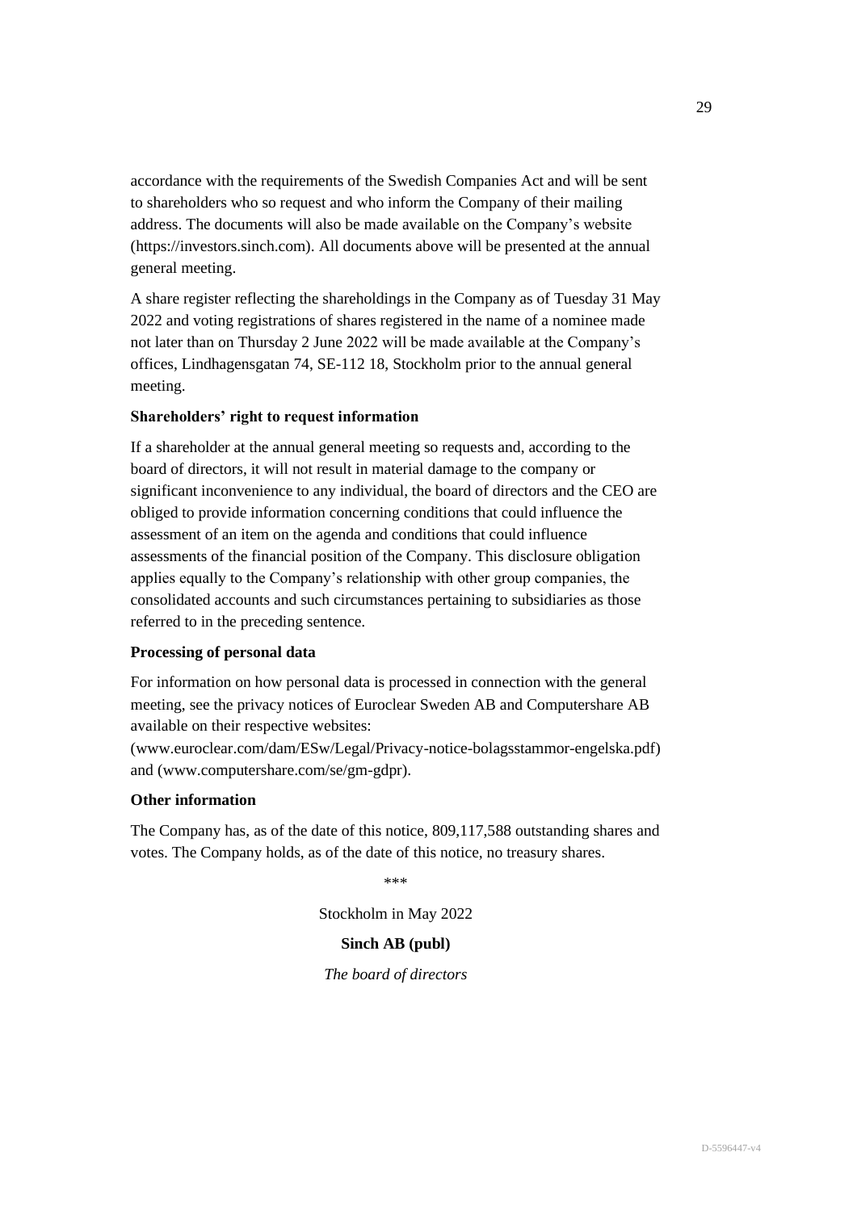accordance with the requirements of the Swedish Companies Act and will be sent to shareholders who so request and who inform the Company of their mailing address. The documents will also be made available on the Company's website (https://investors.sinch.com). All documents above will be presented at the annual general meeting.

A share register reflecting the shareholdings in the Company as of Tuesday 31 May 2022 and voting registrations of shares registered in the name of a nominee made not later than on Thursday 2 June 2022 will be made available at the Company's offices, Lindhagensgatan 74, SE-112 18, Stockholm prior to the annual general meeting.

**Shareholders' right to request information**

If a shareholder at the annual general meeting so requests and, according to the board of directors, it will not result in material damage to the company or significant inconvenience to any individual, the board of directors and the CEO are obliged to provide information concerning conditions that could influence the assessment of an item on the agenda and conditions that could influence assessments of the financial position of the Company. This disclosure obligation applies equally to the Company's relationship with other group companies, the consolidated accounts and such circumstances pertaining to subsidiaries as those referred to in the preceding sentence.

**Processing of personal data**

For information on how personal data is processed in connection with the general meeting, see the privacy notices of Euroclear Sweden AB and Computershare AB available on their respective websites: (www.euroclear.com/dam/ESw/Legal/Privacy-notice-bolagsstammor-engelska.pdf) and (www.computershare.com/se/gm-gdpr).

**Other information**

The Company has, as of the date of this notice, 809,117,588 outstanding shares and votes. The Company holds, as of the date of this notice, no treasury shares.

\*\*\*

Stockholm in May 2022

**Sinch AB (publ)**

*The board of directors*